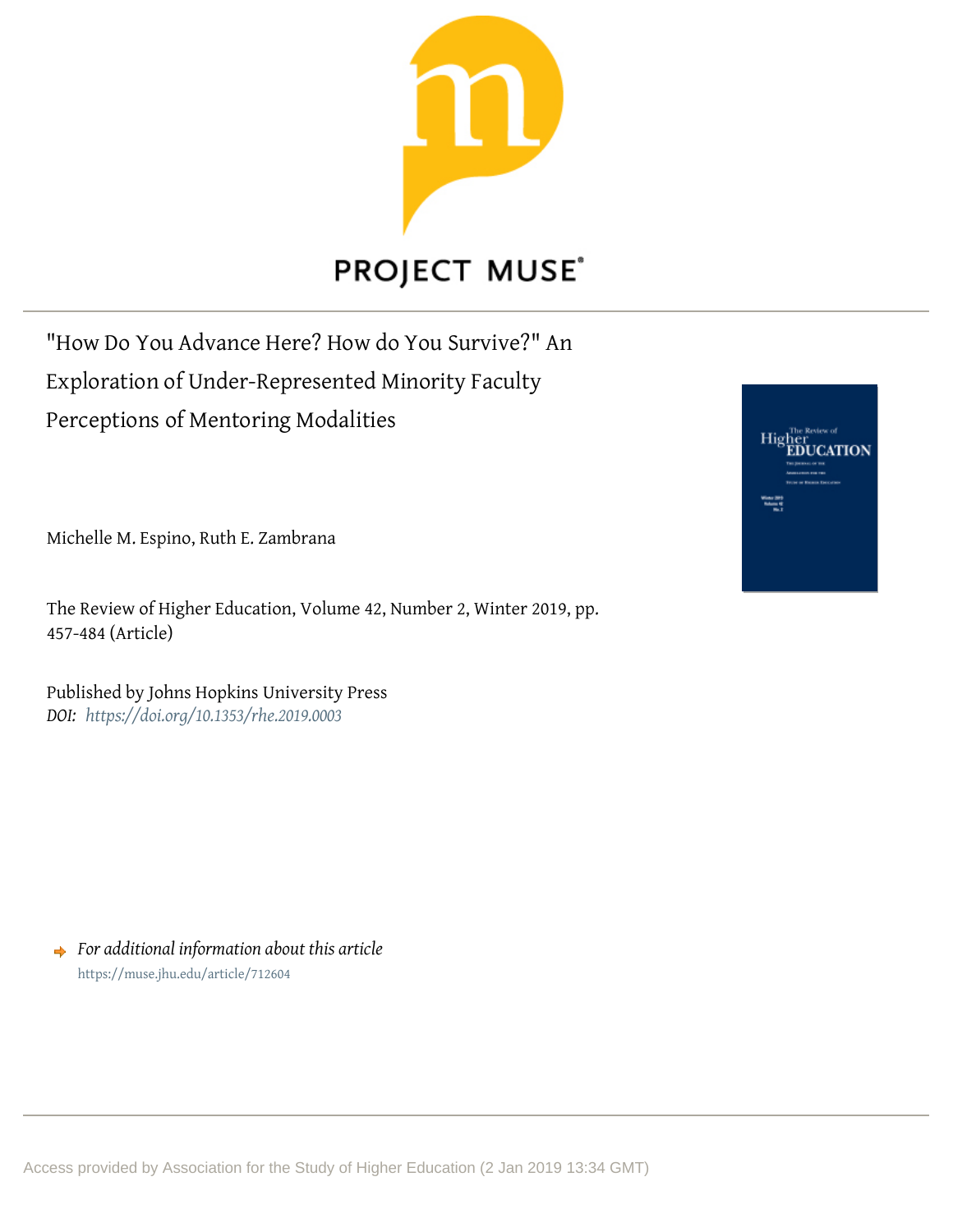PROJECT MUSE

# "How Do You Advance Here? How do You Survive?" An Exploration of Under-Represented Minority Faculty Perceptions of Mentoring Modalities

Michelle M. Espino, Ruth E. Zambrana

The Review of Higher Education, Volume 42, Number 2, Winter 2019, pp. 457-484 (Article)

Published by Johns Hopkins University Press
*DOI: https://doi.org/10.1353/rhe.2019.0003*

*For additional information about this article*
https://muse.jhu.edu/article/712604

Access provided by Association for the Study of Higher Education (2 Jan 2019 13:34 GMT)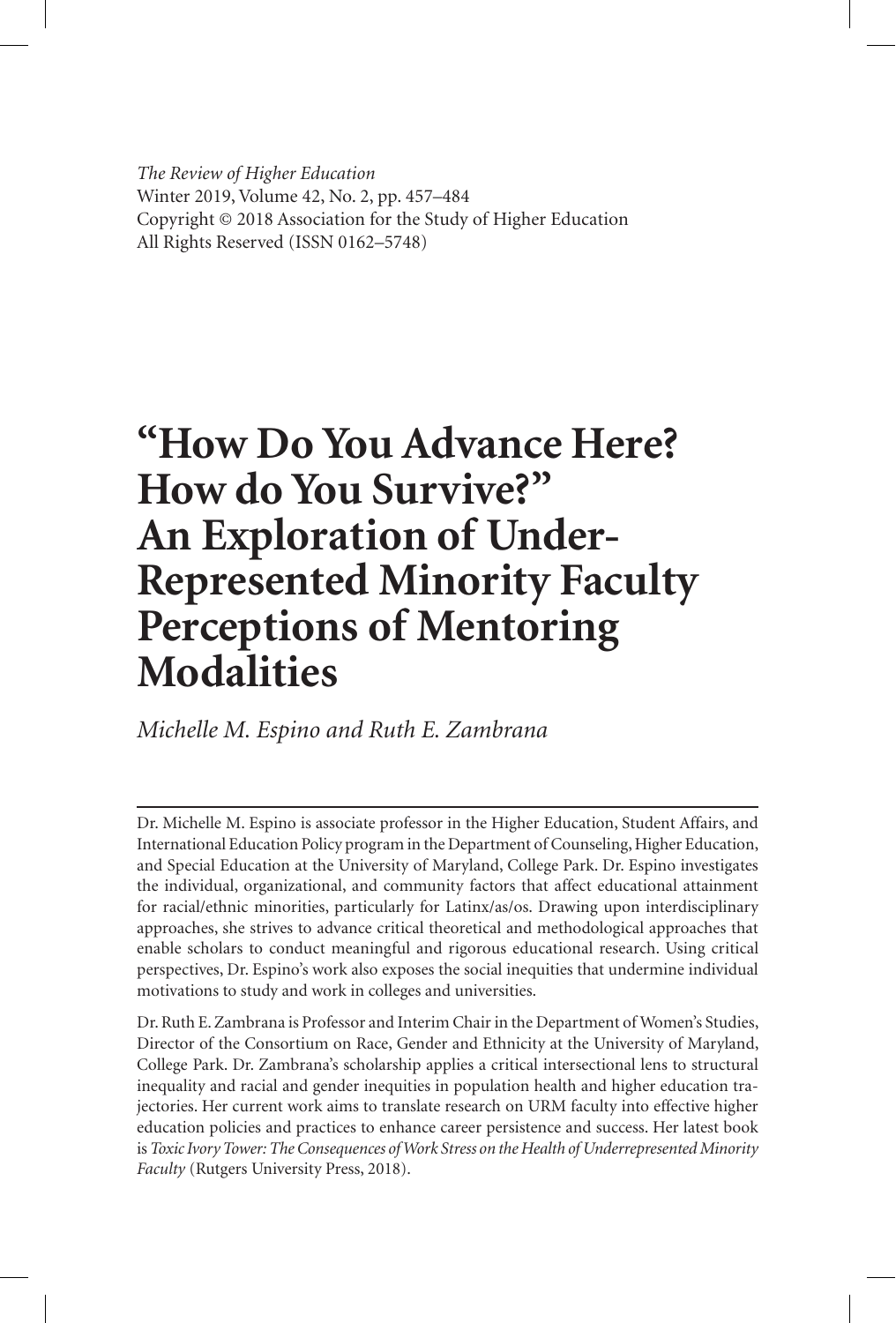*The Review of Higher Education*
Winter 2019, Volume 42, No. 2, pp. 457–484
Copyright © 2018 Association for the Study of Higher Education
All Rights Reserved (ISSN 0162–5748)

# "How Do You Advance Here? How do You Survive?" An Exploration of Under-Represented Minority Faculty Perceptions of Mentoring Modalities

*Michelle M. Espino and Ruth E. Zambrana*

---

Dr. Michelle M. Espino is associate professor in the Higher Education, Student Affairs, and International Education Policy program in the Department of Counseling, Higher Education, and Special Education at the University of Maryland, College Park. Dr. Espino investigates the individual, organizational, and community factors that affect educational attainment for racial/ethnic minorities, particularly for Latinx/as/os. Drawing upon interdisciplinary approaches, she strives to advance critical theoretical and methodological approaches that enable scholars to conduct meaningful and rigorous educational research. Using critical perspectives, Dr. Espino's work also exposes the social inequities that undermine individual motivations to study and work in colleges and universities.

Dr. Ruth E. Zambrana is Professor and Interim Chair in the Department of Women's Studies, Director of the Consortium on Race, Gender and Ethnicity at the University of Maryland, College Park. Dr. Zambrana's scholarship applies a critical intersectional lens to structural inequality and racial and gender inequities in population health and higher education trajectories. Her current work aims to translate research on URM faculty into effective higher education policies and practices to enhance career persistence and success. Her latest book is *Toxic Ivory Tower: The Consequences of Work Stress on the Health of Underrepresented Minority Faculty* (Rutgers University Press, 2018).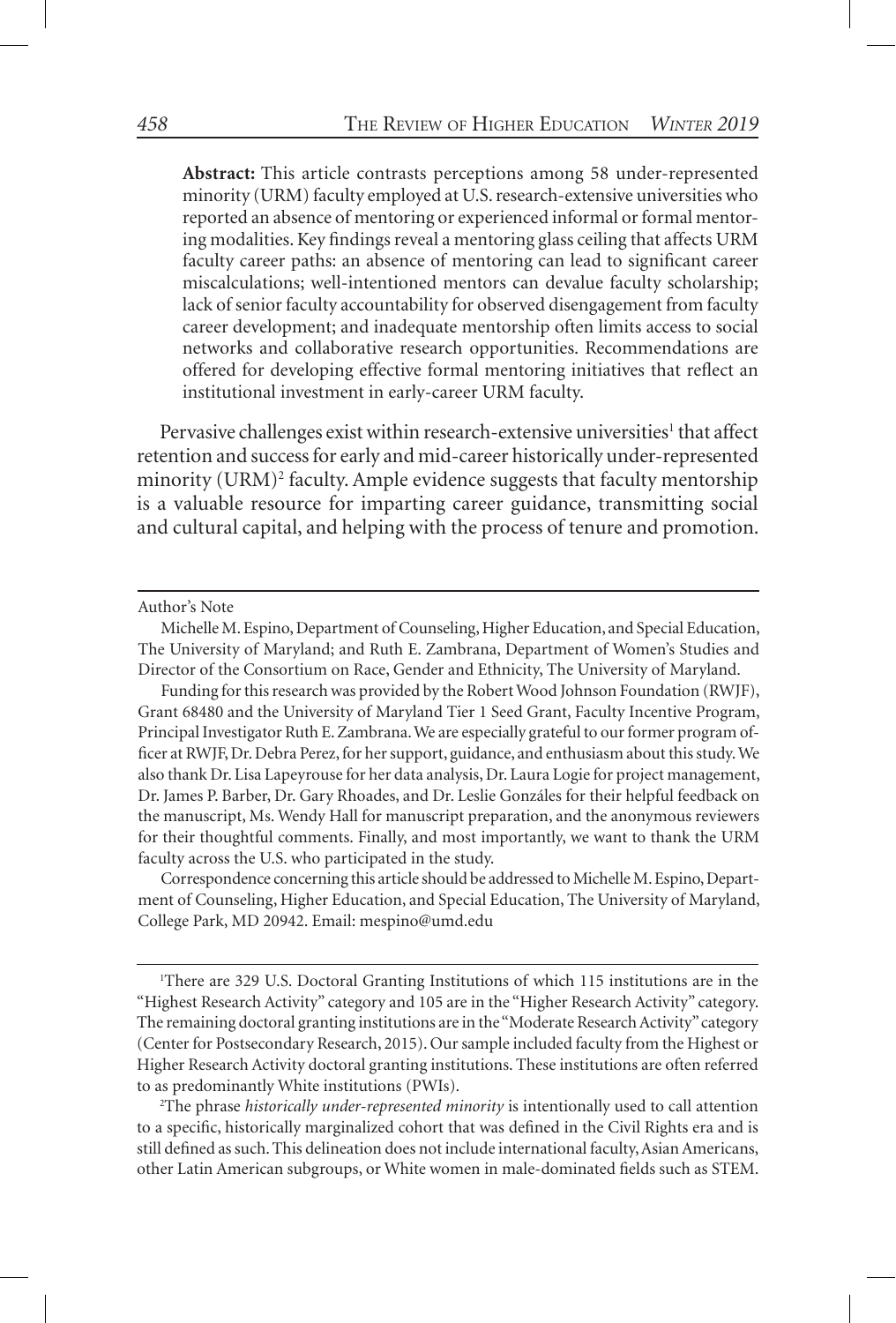**Abstract:** This article contrasts perceptions among 58 under-represented minority (URM) faculty employed at U.S. research-extensive universities who reported an absence of mentoring or experienced informal or formal mentoring modalities. Key findings reveal a mentoring glass ceiling that affects URM faculty career paths: an absence of mentoring can lead to significant career miscalculations; well-intentioned mentors can devalue faculty scholarship; lack of senior faculty accountability for observed disengagement from faculty career development; and inadequate mentorship often limits access to social networks and collaborative research opportunities. Recommendations are offered for developing effective formal mentoring initiatives that reflect an institutional investment in early-career URM faculty.

Pervasive challenges exist within research-extensive universities[1] that affect retention and success for early and mid-career historically under-represented minority (URM)[2] faculty. Ample evidence suggests that faculty mentorship is a valuable resource for imparting career guidance, transmitting social and cultural capital, and helping with the process of tenure and promotion.

---

Author's Note

Michelle M. Espino, Department of Counseling, Higher Education, and Special Education, The University of Maryland; and Ruth E. Zambrana, Department of Women's Studies and Director of the Consortium on Race, Gender and Ethnicity, The University of Maryland.

Funding for this research was provided by the Robert Wood Johnson Foundation (RWJF), Grant 68480 and the University of Maryland Tier 1 Seed Grant, Faculty Incentive Program, Principal Investigator Ruth E. Zambrana. We are especially grateful to our former program officer at RWJF, Dr. Debra Perez, for her support, guidance, and enthusiasm about this study. We also thank Dr. Lisa Lapeyrouse for her data analysis, Dr. Laura Logie for project management, Dr. James P. Barber, Dr. Gary Rhoades, and Dr. Leslie Gonzáles for their helpful feedback on the manuscript, Ms. Wendy Hall for manuscript preparation, and the anonymous reviewers for their thoughtful comments. Finally, and most importantly, we want to thank the URM faculty across the U.S. who participated in the study.

Correspondence concerning this article should be addressed to Michelle M. Espino, Department of Counseling, Higher Education, and Special Education, The University of Maryland, College Park, MD 20942. Email: mespino@umd.edu

---

[1]There are 329 U.S. Doctoral Granting Institutions of which 115 institutions are in the "Highest Research Activity" category and 105 are in the "Higher Research Activity" category. The remaining doctoral granting institutions are in the "Moderate Research Activity" category (Center for Postsecondary Research, 2015). Our sample included faculty from the Highest or Higher Research Activity doctoral granting institutions. These institutions are often referred to as predominantly White institutions (PWIs).

[2]The phrase *historically under-represented minority* is intentionally used to call attention to a specific, historically marginalized cohort that was defined in the Civil Rights era and is still defined as such. This delineation does not include international faculty, Asian Americans, other Latin American subgroups, or White women in male-dominated fields such as STEM.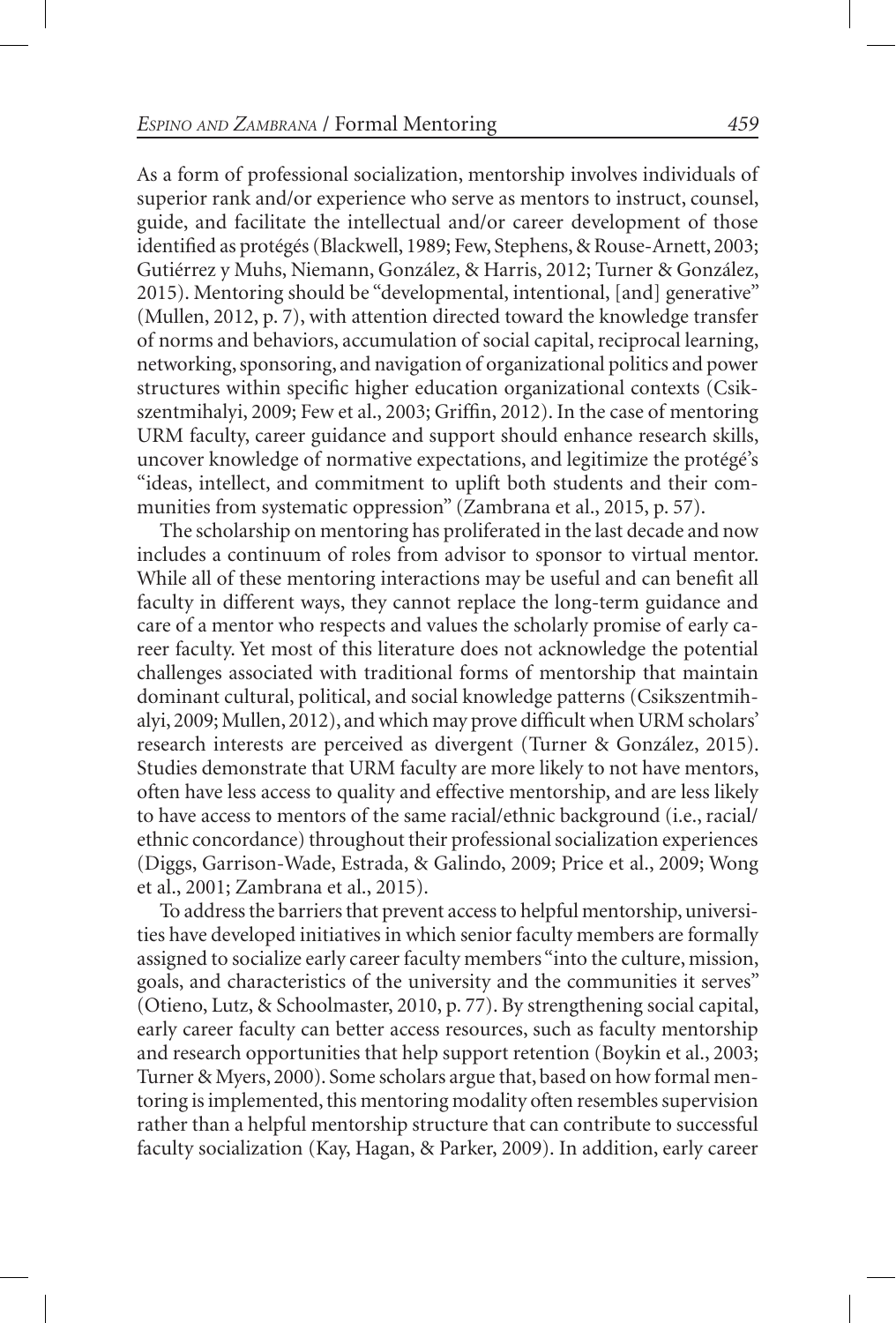As a form of professional socialization, mentorship involves individuals of superior rank and/or experience who serve as mentors to instruct, counsel, guide, and facilitate the intellectual and/or career development of those identified as protégés (Blackwell, 1989; Few, Stephens, & Rouse-Arnett, 2003; Gutiérrez y Muhs, Niemann, González, & Harris, 2012; Turner & González, 2015). Mentoring should be "developmental, intentional, [and] generative" (Mullen, 2012, p. 7), with attention directed toward the knowledge transfer of norms and behaviors, accumulation of social capital, reciprocal learning, networking, sponsoring, and navigation of organizational politics and power structures within specific higher education organizational contexts (Csikszentmihalyi, 2009; Few et al., 2003; Griffin, 2012). In the case of mentoring URM faculty, career guidance and support should enhance research skills, uncover knowledge of normative expectations, and legitimize the protégé's "ideas, intellect, and commitment to uplift both students and their communities from systematic oppression" (Zambrana et al., 2015, p. 57).

The scholarship on mentoring has proliferated in the last decade and now includes a continuum of roles from advisor to sponsor to virtual mentor. While all of these mentoring interactions may be useful and can benefit all faculty in different ways, they cannot replace the long-term guidance and care of a mentor who respects and values the scholarly promise of early career faculty. Yet most of this literature does not acknowledge the potential challenges associated with traditional forms of mentorship that maintain dominant cultural, political, and social knowledge patterns (Csikszentmihalyi, 2009; Mullen, 2012), and which may prove difficult when URM scholars' research interests are perceived as divergent (Turner & González, 2015). Studies demonstrate that URM faculty are more likely to not have mentors, often have less access to quality and effective mentorship, and are less likely to have access to mentors of the same racial/ethnic background (i.e., racial/ethnic concordance) throughout their professional socialization experiences (Diggs, Garrison-Wade, Estrada, & Galindo, 2009; Price et al., 2009; Wong et al., 2001; Zambrana et al., 2015).

To address the barriers that prevent access to helpful mentorship, universities have developed initiatives in which senior faculty members are formally assigned to socialize early career faculty members "into the culture, mission, goals, and characteristics of the university and the communities it serves" (Otieno, Lutz, & Schoolmaster, 2010, p. 77). By strengthening social capital, early career faculty can better access resources, such as faculty mentorship and research opportunities that help support retention (Boykin et al., 2003; Turner & Myers, 2000). Some scholars argue that, based on how formal mentoring is implemented, this mentoring modality often resembles supervision rather than a helpful mentorship structure that can contribute to successful faculty socialization (Kay, Hagan, & Parker, 2009). In addition, early career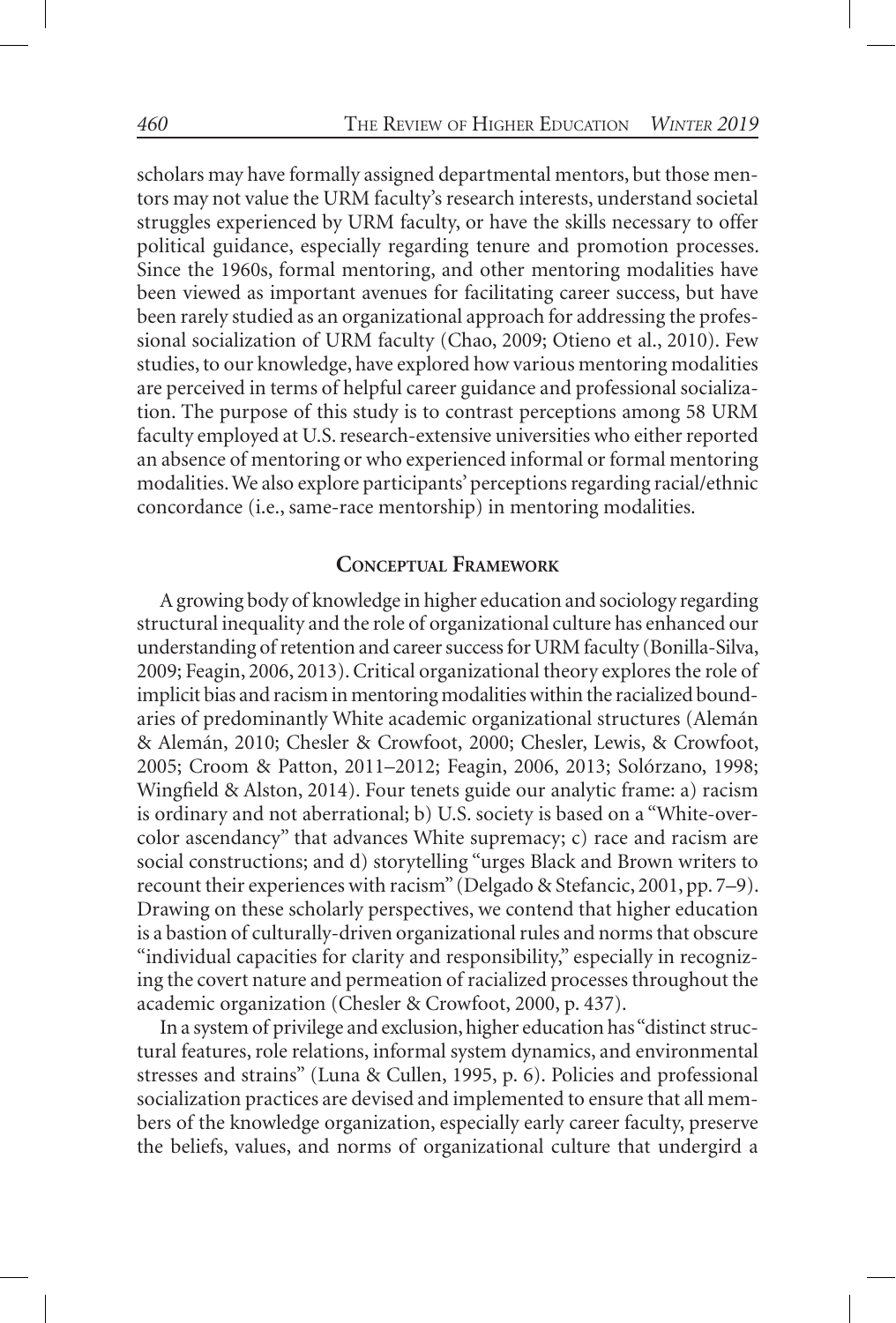scholars may have formally assigned departmental mentors, but those mentors may not value the URM faculty's research interests, understand societal struggles experienced by URM faculty, or have the skills necessary to offer political guidance, especially regarding tenure and promotion processes. Since the 1960s, formal mentoring, and other mentoring modalities have been viewed as important avenues for facilitating career success, but have been rarely studied as an organizational approach for addressing the professional socialization of URM faculty (Chao, 2009; Otieno et al., 2010). Few studies, to our knowledge, have explored how various mentoring modalities are perceived in terms of helpful career guidance and professional socialization. The purpose of this study is to contrast perceptions among 58 URM faculty employed at U.S. research-extensive universities who either reported an absence of mentoring or who experienced informal or formal mentoring modalities. We also explore participants' perceptions regarding racial/ethnic concordance (i.e., same-race mentorship) in mentoring modalities.

## Conceptual Framework

A growing body of knowledge in higher education and sociology regarding structural inequality and the role of organizational culture has enhanced our understanding of retention and career success for URM faculty (Bonilla-Silva, 2009; Feagin, 2006, 2013). Critical organizational theory explores the role of implicit bias and racism in mentoring modalities within the racialized boundaries of predominantly White academic organizational structures (Alemán & Alemán, 2010; Chesler & Crowfoot, 2000; Chesler, Lewis, & Crowfoot, 2005; Croom & Patton, 2011–2012; Feagin, 2006, 2013; Solórzano, 1998; Wingfield & Alston, 2014). Four tenets guide our analytic frame: a) racism is ordinary and not aberrational; b) U.S. society is based on a "White-over-color ascendancy" that advances White supremacy; c) race and racism are social constructions; and d) storytelling "urges Black and Brown writers to recount their experiences with racism" (Delgado & Stefancic, 2001, pp. 7–9). Drawing on these scholarly perspectives, we contend that higher education is a bastion of culturally-driven organizational rules and norms that obscure "individual capacities for clarity and responsibility," especially in recognizing the covert nature and permeation of racialized processes throughout the academic organization (Chesler & Crowfoot, 2000, p. 437).

In a system of privilege and exclusion, higher education has "distinct structural features, role relations, informal system dynamics, and environmental stresses and strains" (Luna & Cullen, 1995, p. 6). Policies and professional socialization practices are devised and implemented to ensure that all members of the knowledge organization, especially early career faculty, preserve the beliefs, values, and norms of organizational culture that undergird a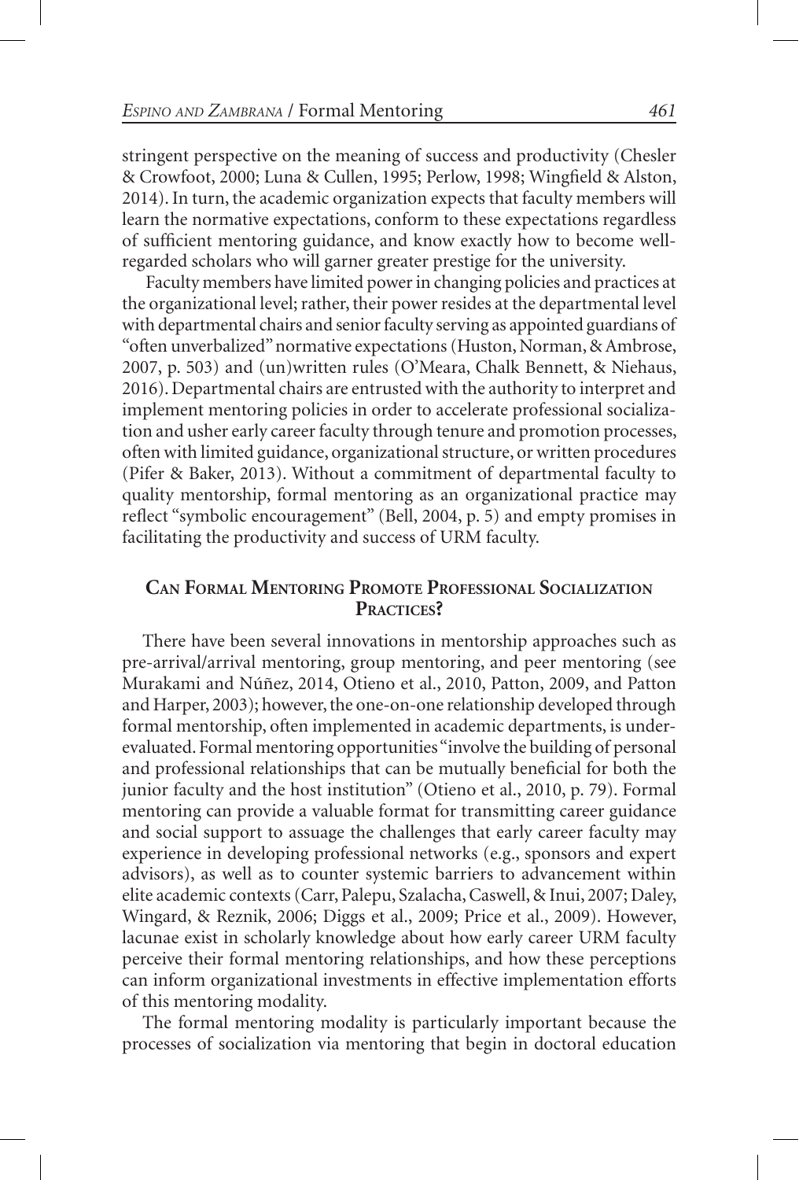stringent perspective on the meaning of success and productivity (Chesler & Crowfoot, 2000; Luna & Cullen, 1995; Perlow, 1998; Wingfield & Alston, 2014). In turn, the academic organization expects that faculty members will learn the normative expectations, conform to these expectations regardless of sufficient mentoring guidance, and know exactly how to become well-regarded scholars who will garner greater prestige for the university.

Faculty members have limited power in changing policies and practices at the organizational level; rather, their power resides at the departmental level with departmental chairs and senior faculty serving as appointed guardians of "often unverbalized" normative expectations (Huston, Norman, & Ambrose, 2007, p. 503) and (un)written rules (O'Meara, Chalk Bennett, & Niehaus, 2016). Departmental chairs are entrusted with the authority to interpret and implement mentoring policies in order to accelerate professional socialization and usher early career faculty through tenure and promotion processes, often with limited guidance, organizational structure, or written procedures (Pifer & Baker, 2013). Without a commitment of departmental faculty to quality mentorship, formal mentoring as an organizational practice may reflect "symbolic encouragement" (Bell, 2004, p. 5) and empty promises in facilitating the productivity and success of URM faculty.

## Can Formal Mentoring Promote Professional Socialization Practices?

There have been several innovations in mentorship approaches such as pre-arrival/arrival mentoring, group mentoring, and peer mentoring (see Murakami and Núñez, 2014, Otieno et al., 2010, Patton, 2009, and Patton and Harper, 2003); however, the one-on-one relationship developed through formal mentorship, often implemented in academic departments, is under-evaluated. Formal mentoring opportunities "involve the building of personal and professional relationships that can be mutually beneficial for both the junior faculty and the host institution" (Otieno et al., 2010, p. 79). Formal mentoring can provide a valuable format for transmitting career guidance and social support to assuage the challenges that early career faculty may experience in developing professional networks (e.g., sponsors and expert advisors), as well as to counter systemic barriers to advancement within elite academic contexts (Carr, Palepu, Szalacha, Caswell, & Inui, 2007; Daley, Wingard, & Reznik, 2006; Diggs et al., 2009; Price et al., 2009). However, lacunae exist in scholarly knowledge about how early career URM faculty perceive their formal mentoring relationships, and how these perceptions can inform organizational investments in effective implementation efforts of this mentoring modality.

The formal mentoring modality is particularly important because the processes of socialization via mentoring that begin in doctoral education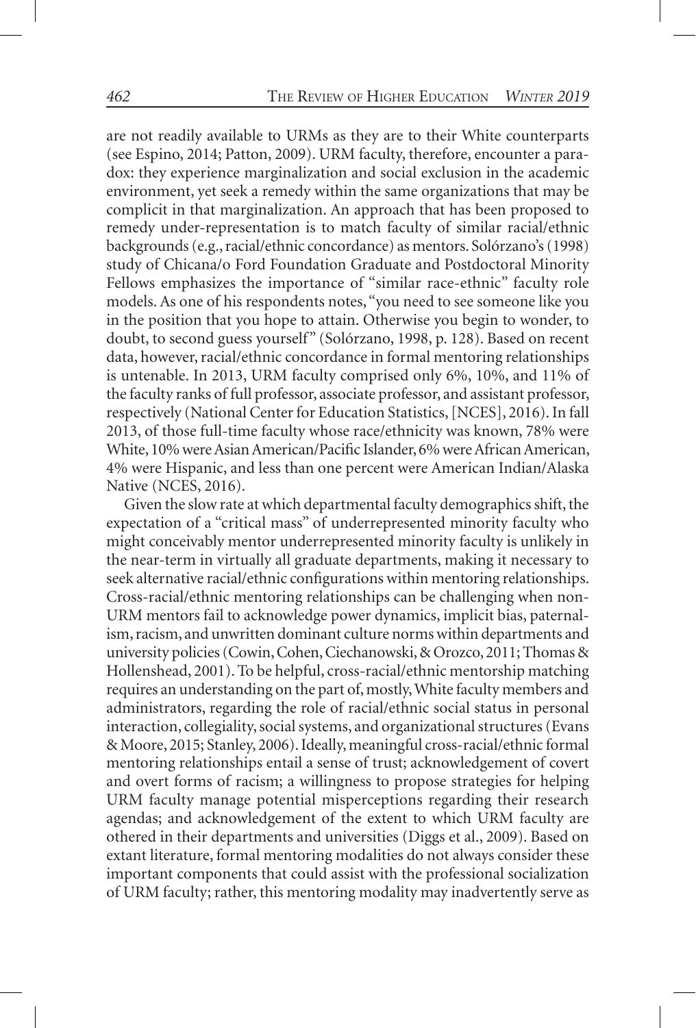are not readily available to URMs as they are to their White counterparts (see Espino, 2014; Patton, 2009). URM faculty, therefore, encounter a paradox: they experience marginalization and social exclusion in the academic environment, yet seek a remedy within the same organizations that may be complicit in that marginalization. An approach that has been proposed to remedy under-representation is to match faculty of similar racial/ethnic backgrounds (e.g., racial/ethnic concordance) as mentors. Solórzano's (1998) study of Chicana/o Ford Foundation Graduate and Postdoctoral Minority Fellows emphasizes the importance of "similar race-ethnic" faculty role models. As one of his respondents notes, "you need to see someone like you in the position that you hope to attain. Otherwise you begin to wonder, to doubt, to second guess yourself" (Solórzano, 1998, p. 128). Based on recent data, however, racial/ethnic concordance in formal mentoring relationships is untenable. In 2013, URM faculty comprised only 6%, 10%, and 11% of the faculty ranks of full professor, associate professor, and assistant professor, respectively (National Center for Education Statistics, [NCES], 2016). In fall 2013, of those full-time faculty whose race/ethnicity was known, 78% were White, 10% were Asian American/Pacific Islander, 6% were African American, 4% were Hispanic, and less than one percent were American Indian/Alaska Native (NCES, 2016).

Given the slow rate at which departmental faculty demographics shift, the expectation of a "critical mass" of underrepresented minority faculty who might conceivably mentor underrepresented minority faculty is unlikely in the near-term in virtually all graduate departments, making it necessary to seek alternative racial/ethnic configurations within mentoring relationships. Cross-racial/ethnic mentoring relationships can be challenging when non-URM mentors fail to acknowledge power dynamics, implicit bias, paternalism, racism, and unwritten dominant culture norms within departments and university policies (Cowin, Cohen, Ciechanowski, & Orozco, 2011; Thomas & Hollenshead, 2001). To be helpful, cross-racial/ethnic mentorship matching requires an understanding on the part of, mostly, White faculty members and administrators, regarding the role of racial/ethnic social status in personal interaction, collegiality, social systems, and organizational structures (Evans & Moore, 2015; Stanley, 2006). Ideally, meaningful cross-racial/ethnic formal mentoring relationships entail a sense of trust; acknowledgement of covert and overt forms of racism; a willingness to propose strategies for helping URM faculty manage potential misperceptions regarding their research agendas; and acknowledgement of the extent to which URM faculty are othered in their departments and universities (Diggs et al., 2009). Based on extant literature, formal mentoring modalities do not always consider these important components that could assist with the professional socialization of URM faculty; rather, this mentoring modality may inadvertently serve as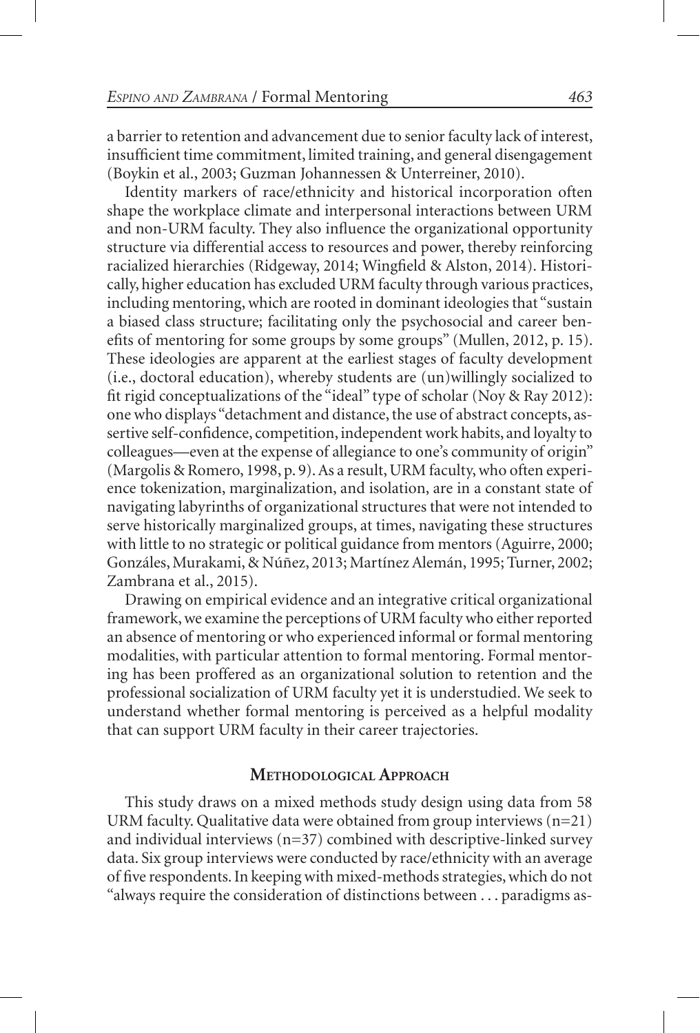a barrier to retention and advancement due to senior faculty lack of interest, insufficient time commitment, limited training, and general disengagement (Boykin et al., 2003; Guzman Johannessen & Unterreiner, 2010).

Identity markers of race/ethnicity and historical incorporation often shape the workplace climate and interpersonal interactions between URM and non-URM faculty. They also influence the organizational opportunity structure via differential access to resources and power, thereby reinforcing racialized hierarchies (Ridgeway, 2014; Wingfield & Alston, 2014). Historically, higher education has excluded URM faculty through various practices, including mentoring, which are rooted in dominant ideologies that "sustain a biased class structure; facilitating only the psychosocial and career benefits of mentoring for some groups by some groups" (Mullen, 2012, p. 15). These ideologies are apparent at the earliest stages of faculty development (i.e., doctoral education), whereby students are (un)willingly socialized to fit rigid conceptualizations of the "ideal" type of scholar (Noy & Ray 2012): one who displays "detachment and distance, the use of abstract concepts, assertive self-confidence, competition, independent work habits, and loyalty to colleagues—even at the expense of allegiance to one's community of origin" (Margolis & Romero, 1998, p. 9). As a result, URM faculty, who often experience tokenization, marginalization, and isolation, are in a constant state of navigating labyrinths of organizational structures that were not intended to serve historically marginalized groups, at times, navigating these structures with little to no strategic or political guidance from mentors (Aguirre, 2000; Gonzáles, Murakami, & Núñez, 2013; Martínez Alemán, 1995; Turner, 2002; Zambrana et al., 2015).

Drawing on empirical evidence and an integrative critical organizational framework, we examine the perceptions of URM faculty who either reported an absence of mentoring or who experienced informal or formal mentoring modalities, with particular attention to formal mentoring. Formal mentoring has been proffered as an organizational solution to retention and the professional socialization of URM faculty yet it is understudied. We seek to understand whether formal mentoring is perceived as a helpful modality that can support URM faculty in their career trajectories.

## Methodological Approach

This study draws on a mixed methods study design using data from 58 URM faculty. Qualitative data were obtained from group interviews (n=21) and individual interviews (n=37) combined with descriptive-linked survey data. Six group interviews were conducted by race/ethnicity with an average of five respondents. In keeping with mixed-methods strategies, which do not "always require the consideration of distinctions between . . . paradigms as-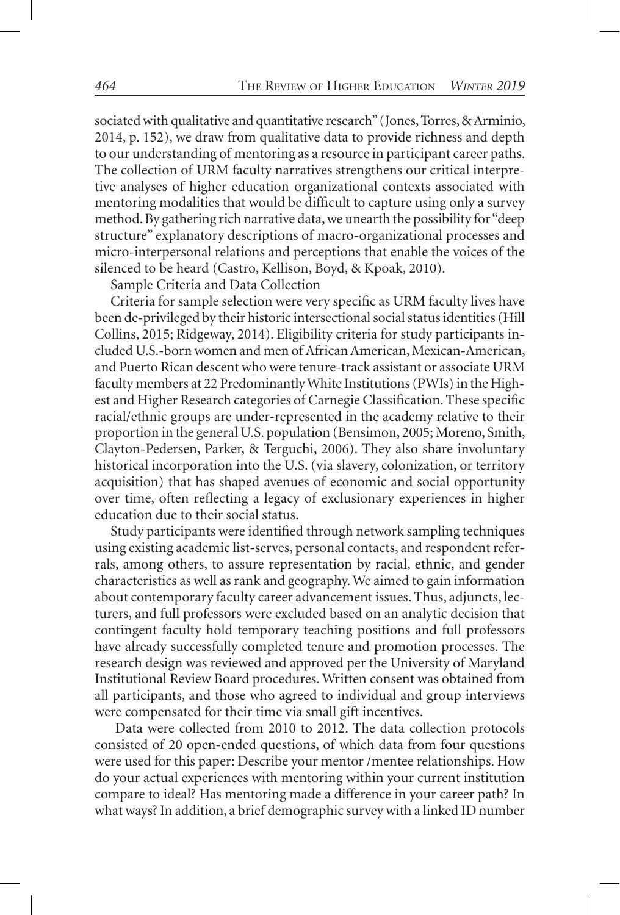sociated with qualitative and quantitative research" (Jones, Torres, & Arminio, 2014, p. 152), we draw from qualitative data to provide richness and depth to our understanding of mentoring as a resource in participant career paths. The collection of URM faculty narratives strengthens our critical interpretive analyses of higher education organizational contexts associated with mentoring modalities that would be difficult to capture using only a survey method. By gathering rich narrative data, we unearth the possibility for "deep structure" explanatory descriptions of macro-organizational processes and micro-interpersonal relations and perceptions that enable the voices of the silenced to be heard (Castro, Kellison, Boyd, & Kpoak, 2010).

### Sample Criteria and Data Collection

Criteria for sample selection were very specific as URM faculty lives have been de-privileged by their historic intersectional social status identities (Hill Collins, 2015; Ridgeway, 2014). Eligibility criteria for study participants included U.S.-born women and men of African American, Mexican-American, and Puerto Rican descent who were tenure-track assistant or associate URM faculty members at 22 Predominantly White Institutions (PWIs) in the Highest and Higher Research categories of Carnegie Classification. These specific racial/ethnic groups are under-represented in the academy relative to their proportion in the general U.S. population (Bensimon, 2005; Moreno, Smith, Clayton-Pedersen, Parker, & Terguchi, 2006). They also share involuntary historical incorporation into the U.S. (via slavery, colonization, or territory acquisition) that has shaped avenues of economic and social opportunity over time, often reflecting a legacy of exclusionary experiences in higher education due to their social status.

Study participants were identified through network sampling techniques using existing academic list-serves, personal contacts, and respondent referrals, among others, to assure representation by racial, ethnic, and gender characteristics as well as rank and geography. We aimed to gain information about contemporary faculty career advancement issues. Thus, adjuncts, lecturers, and full professors were excluded based on an analytic decision that contingent faculty hold temporary teaching positions and full professors have already successfully completed tenure and promotion processes. The research design was reviewed and approved per the University of Maryland Institutional Review Board procedures. Written consent was obtained from all participants, and those who agreed to individual and group interviews were compensated for their time via small gift incentives.

Data were collected from 2010 to 2012. The data collection protocols consisted of 20 open-ended questions, of which data from four questions were used for this paper: Describe your mentor /mentee relationships. How do your actual experiences with mentoring within your current institution compare to ideal? Has mentoring made a difference in your career path? In what ways? In addition, a brief demographic survey with a linked ID number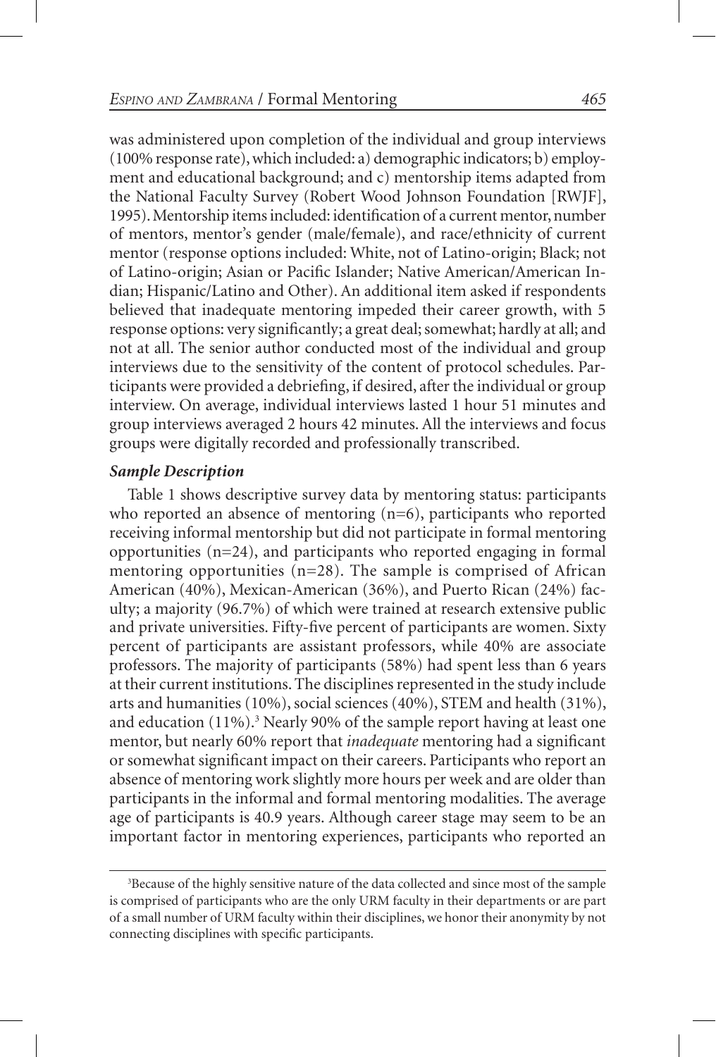was administered upon completion of the individual and group interviews (100% response rate), which included: a) demographic indicators; b) employment and educational background; and c) mentorship items adapted from the National Faculty Survey (Robert Wood Johnson Foundation [RWJF], 1995). Mentorship items included: identification of a current mentor, number of mentors, mentor's gender (male/female), and race/ethnicity of current mentor (response options included: White, not of Latino-origin; Black; not of Latino-origin; Asian or Pacific Islander; Native American/American Indian; Hispanic/Latino and Other). An additional item asked if respondents believed that inadequate mentoring impeded their career growth, with 5 response options: very significantly; a great deal; somewhat; hardly at all; and not at all. The senior author conducted most of the individual and group interviews due to the sensitivity of the content of protocol schedules. Participants were provided a debriefing, if desired, after the individual or group interview. On average, individual interviews lasted 1 hour 51 minutes and group interviews averaged 2 hours 42 minutes. All the interviews and focus groups were digitally recorded and professionally transcribed.

### *Sample Description*

Table 1 shows descriptive survey data by mentoring status: participants who reported an absence of mentoring (n=6), participants who reported receiving informal mentorship but did not participate in formal mentoring opportunities (n=24), and participants who reported engaging in formal mentoring opportunities (n=28). The sample is comprised of African American (40%), Mexican-American (36%), and Puerto Rican (24%) faculty; a majority (96.7%) of which were trained at research extensive public and private universities. Fifty-five percent of participants are women. Sixty percent of participants are assistant professors, while 40% are associate professors. The majority of participants (58%) had spent less than 6 years at their current institutions. The disciplines represented in the study include arts and humanities (10%), social sciences (40%), STEM and health (31%), and education (11%).[3] Nearly 90% of the sample report having at least one mentor, but nearly 60% report that *inadequate* mentoring had a significant or somewhat significant impact on their careers. Participants who report an absence of mentoring work slightly more hours per week and are older than participants in the informal and formal mentoring modalities. The average age of participants is 40.9 years. Although career stage may seem to be an important factor in mentoring experiences, participants who reported an

[3]Because of the highly sensitive nature of the data collected and since most of the sample is comprised of participants who are the only URM faculty in their departments or are part of a small number of URM faculty within their disciplines, we honor their anonymity by not connecting disciplines with specific participants.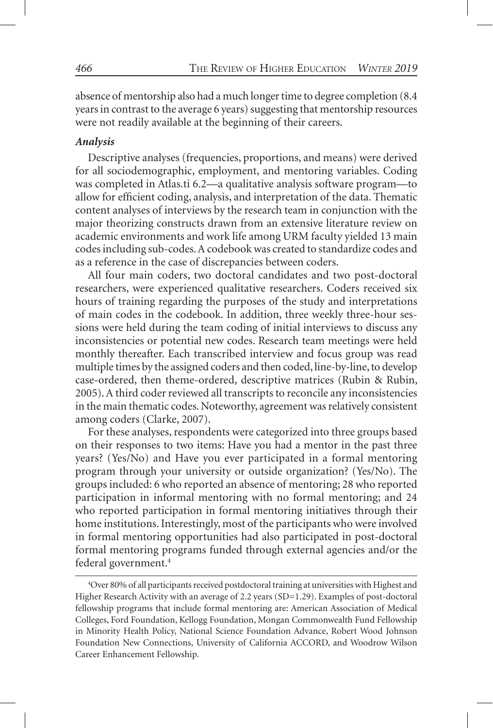absence of mentorship also had a much longer time to degree completion (8.4 years in contrast to the average 6 years) suggesting that mentorship resources were not readily available at the beginning of their careers.

### *Analysis*

Descriptive analyses (frequencies, proportions, and means) were derived for all sociodemographic, employment, and mentoring variables. Coding was completed in Atlas.ti 6.2—a qualitative analysis software program—to allow for efficient coding, analysis, and interpretation of the data. Thematic content analyses of interviews by the research team in conjunction with the major theorizing constructs drawn from an extensive literature review on academic environments and work life among URM faculty yielded 13 main codes including sub-codes. A codebook was created to standardize codes and as a reference in the case of discrepancies between coders.

All four main coders, two doctoral candidates and two post-doctoral researchers, were experienced qualitative researchers. Coders received six hours of training regarding the purposes of the study and interpretations of main codes in the codebook. In addition, three weekly three-hour sessions were held during the team coding of initial interviews to discuss any inconsistencies or potential new codes. Research team meetings were held monthly thereafter. Each transcribed interview and focus group was read multiple times by the assigned coders and then coded, line-by-line, to develop case-ordered, then theme-ordered, descriptive matrices (Rubin & Rubin, 2005). A third coder reviewed all transcripts to reconcile any inconsistencies in the main thematic codes. Noteworthy, agreement was relatively consistent among coders (Clarke, 2007).

For these analyses, respondents were categorized into three groups based on their responses to two items: Have you had a mentor in the past three years? (Yes/No) and Have you ever participated in a formal mentoring program through your university or outside organization? (Yes/No). The groups included: 6 who reported an absence of mentoring; 28 who reported participation in informal mentoring with no formal mentoring; and 24 who reported participation in formal mentoring initiatives through their home institutions. Interestingly, most of the participants who were involved in formal mentoring opportunities had also participated in post-doctoral formal mentoring programs funded through external agencies and/or the federal government.[4]

[4]Over 80% of all participants received postdoctoral training at universities with Highest and Higher Research Activity with an average of 2.2 years (SD=1.29). Examples of post-doctoral fellowship programs that include formal mentoring are: American Association of Medical Colleges, Ford Foundation, Kellogg Foundation, Mongan Commonwealth Fund Fellowship in Minority Health Policy, National Science Foundation Advance, Robert Wood Johnson Foundation New Connections, University of California ACCORD, and Woodrow Wilson Career Enhancement Fellowship.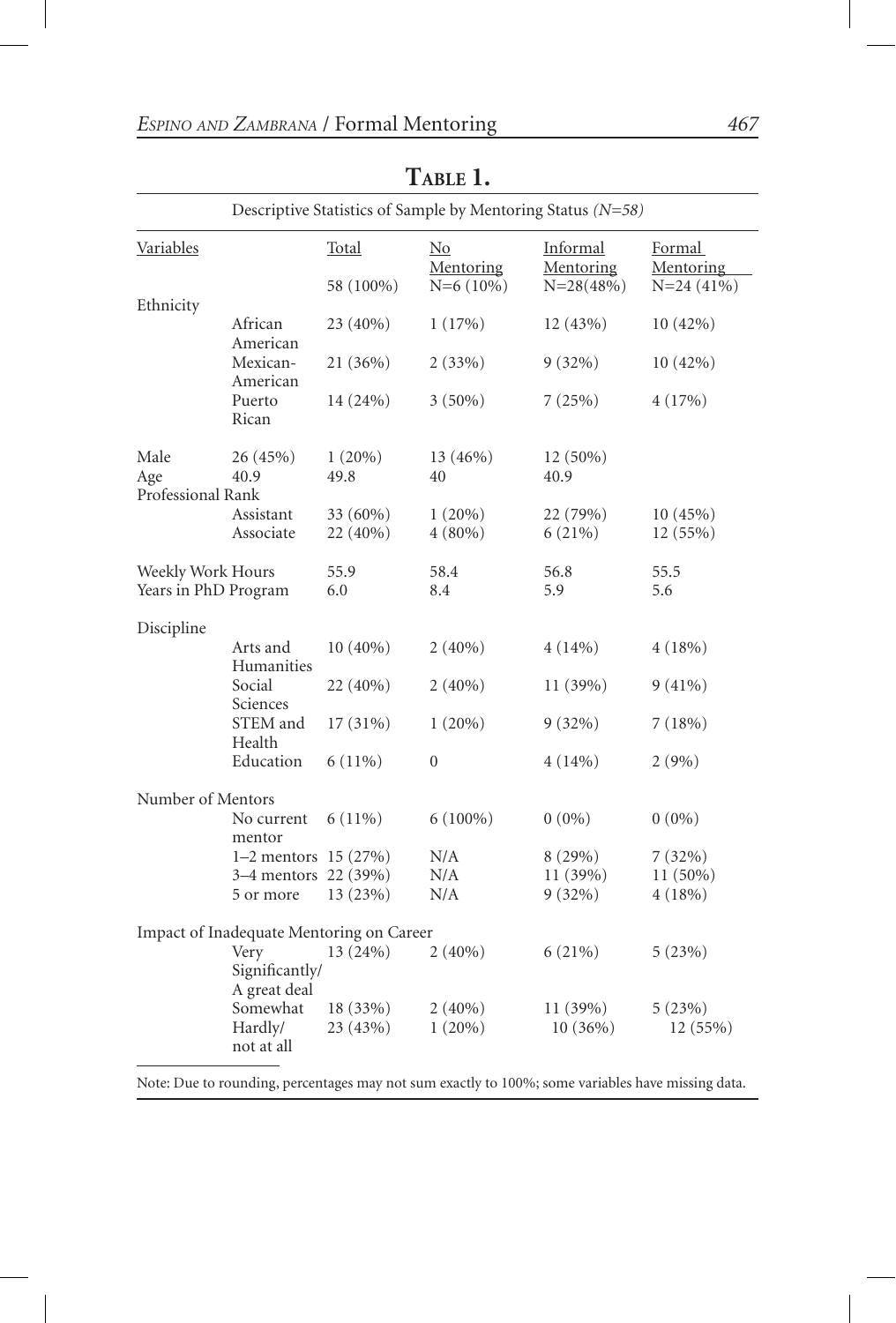**Table 1.**

Descriptive Statistics of Sample by Mentoring Status *(N=58)*

| Variables | | Total | No Mentoring | Informal Mentoring | Formal Mentoring |
|---|---|---|---|---|---|
| | | 58 (100%) | N=6 (10%) | N=28(48%) | N=24 (41%) |
| Ethnicity | | | | | |
| | African American | 23 (40%) | 1 (17%) | 12 (43%) | 10 (42%) |
| | Mexican-American | 21 (36%) | 2 (33%) | 9 (32%) | 10 (42%) |
| | Puerto Rican | 14 (24%) | 3 (50%) | 7 (25%) | 4 (17%) |
| Male | 26 (45%) | 1 (20%) | 13 (46%) | 12 (50%) | |
| Age | 40.9 | 49.8 | 40 | 40.9 | |
| Professional Rank | | | | | |
| | Assistant | 33 (60%) | 1 (20%) | 22 (79%) | 10 (45%) |
| | Associate | 22 (40%) | 4 (80%) | 6 (21%) | 12 (55%) |
| Weekly Work Hours | | 55.9 | 58.4 | 56.8 | 55.5 |
| Years in PhD Program | | 6.0 | 8.4 | 5.9 | 5.6 |
| Discipline | | | | | |
| | Arts and Humanities | 10 (40%) | 2 (40%) | 4 (14%) | 4 (18%) |
| | Social Sciences | 22 (40%) | 2 (40%) | 11 (39%) | 9 (41%) |
| | STEM and Health | 17 (31%) | 1 (20%) | 9 (32%) | 7 (18%) |
| | Education | 6 (11%) | 0 | 4 (14%) | 2 (9%) |
| Number of Mentors | | | | | |
| | No current mentor | 6 (11%) | 6 (100%) | 0 (0%) | 0 (0%) |
| | 1–2 mentors | 15 (27%) | N/A | 8 (29%) | 7 (32%) |
| | 3–4 mentors | 22 (39%) | N/A | 11 (39%) | 11 (50%) |
| | 5 or more | 13 (23%) | N/A | 9 (32%) | 4 (18%) |
| Impact of Inadequate Mentoring on Career | | | | | |
| | Very Significantly/ A great deal | 13 (24%) | 2 (40%) | 6 (21%) | 5 (23%) |
| | Somewhat | 18 (33%) | 2 (40%) | 11 (39%) | 5 (23%) |
| | Hardly/ not at all | 23 (43%) | 1 (20%) | 10 (36%) | 12 (55%) |

Note: Due to rounding, percentages may not sum exactly to 100%; some variables have missing data.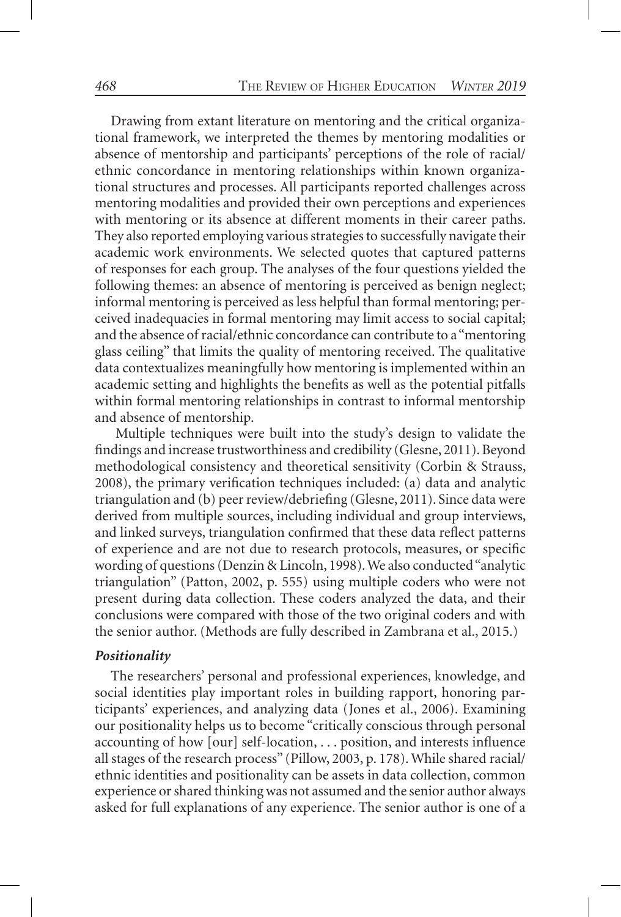Drawing from extant literature on mentoring and the critical organizational framework, we interpreted the themes by mentoring modalities or absence of mentorship and participants' perceptions of the role of racial/ethnic concordance in mentoring relationships within known organizational structures and processes. All participants reported challenges across mentoring modalities and provided their own perceptions and experiences with mentoring or its absence at different moments in their career paths. They also reported employing various strategies to successfully navigate their academic work environments. We selected quotes that captured patterns of responses for each group. The analyses of the four questions yielded the following themes: an absence of mentoring is perceived as benign neglect; informal mentoring is perceived as less helpful than formal mentoring; perceived inadequacies in formal mentoring may limit access to social capital; and the absence of racial/ethnic concordance can contribute to a "mentoring glass ceiling" that limits the quality of mentoring received. The qualitative data contextualizes meaningfully how mentoring is implemented within an academic setting and highlights the benefits as well as the potential pitfalls within formal mentoring relationships in contrast to informal mentorship and absence of mentorship.

Multiple techniques were built into the study's design to validate the findings and increase trustworthiness and credibility (Glesne, 2011). Beyond methodological consistency and theoretical sensitivity (Corbin & Strauss, 2008), the primary verification techniques included: (a) data and analytic triangulation and (b) peer review/debriefing (Glesne, 2011). Since data were derived from multiple sources, including individual and group interviews, and linked surveys, triangulation confirmed that these data reflect patterns of experience and are not due to research protocols, measures, or specific wording of questions (Denzin & Lincoln, 1998). We also conducted "analytic triangulation" (Patton, 2002, p. 555) using multiple coders who were not present during data collection. These coders analyzed the data, and their conclusions were compared with those of the two original coders and with the senior author. (Methods are fully described in Zambrana et al., 2015.)

### *Positionality*

The researchers' personal and professional experiences, knowledge, and social identities play important roles in building rapport, honoring participants' experiences, and analyzing data (Jones et al., 2006). Examining our positionality helps us to become "critically conscious through personal accounting of how [our] self-location, . . . position, and interests influence all stages of the research process" (Pillow, 2003, p. 178). While shared racial/ethnic identities and positionality can be assets in data collection, common experience or shared thinking was not assumed and the senior author always asked for full explanations of any experience. The senior author is one of a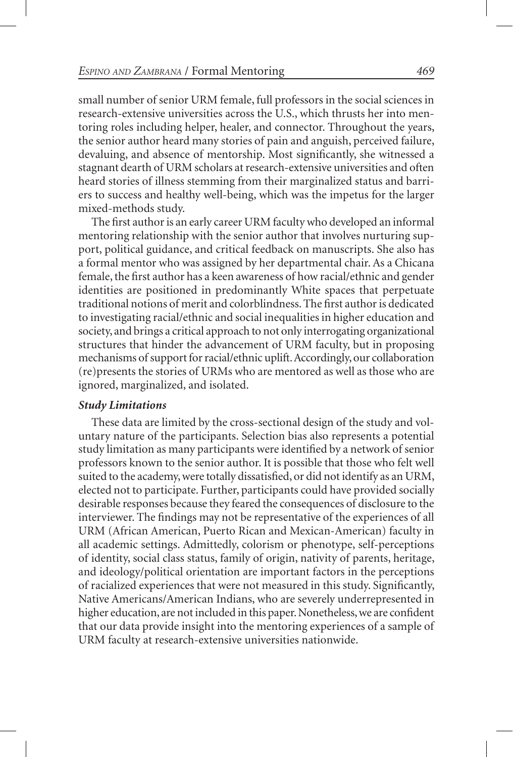small number of senior URM female, full professors in the social sciences in research-extensive universities across the U.S., which thrusts her into mentoring roles including helper, healer, and connector. Throughout the years, the senior author heard many stories of pain and anguish, perceived failure, devaluing, and absence of mentorship. Most significantly, she witnessed a stagnant dearth of URM scholars at research-extensive universities and often heard stories of illness stemming from their marginalized status and barriers to success and healthy well-being, which was the impetus for the larger mixed-methods study.

The first author is an early career URM faculty who developed an informal mentoring relationship with the senior author that involves nurturing support, political guidance, and critical feedback on manuscripts. She also has a formal mentor who was assigned by her departmental chair. As a Chicana female, the first author has a keen awareness of how racial/ethnic and gender identities are positioned in predominantly White spaces that perpetuate traditional notions of merit and colorblindness. The first author is dedicated to investigating racial/ethnic and social inequalities in higher education and society, and brings a critical approach to not only interrogating organizational structures that hinder the advancement of URM faculty, but in proposing mechanisms of support for racial/ethnic uplift. Accordingly, our collaboration (re)presents the stories of URMs who are mentored as well as those who are ignored, marginalized, and isolated.

***Study Limitations***

These data are limited by the cross-sectional design of the study and voluntary nature of the participants. Selection bias also represents a potential study limitation as many participants were identified by a network of senior professors known to the senior author. It is possible that those who felt well suited to the academy, were totally dissatisfied, or did not identify as an URM, elected not to participate. Further, participants could have provided socially desirable responses because they feared the consequences of disclosure to the interviewer. The findings may not be representative of the experiences of all URM (African American, Puerto Rican and Mexican-American) faculty in all academic settings. Admittedly, colorism or phenotype, self-perceptions of identity, social class status, family of origin, nativity of parents, heritage, and ideology/political orientation are important factors in the perceptions of racialized experiences that were not measured in this study. Significantly, Native Americans/American Indians, who are severely underrepresented in higher education, are not included in this paper. Nonetheless, we are confident that our data provide insight into the mentoring experiences of a sample of URM faculty at research-extensive universities nationwide.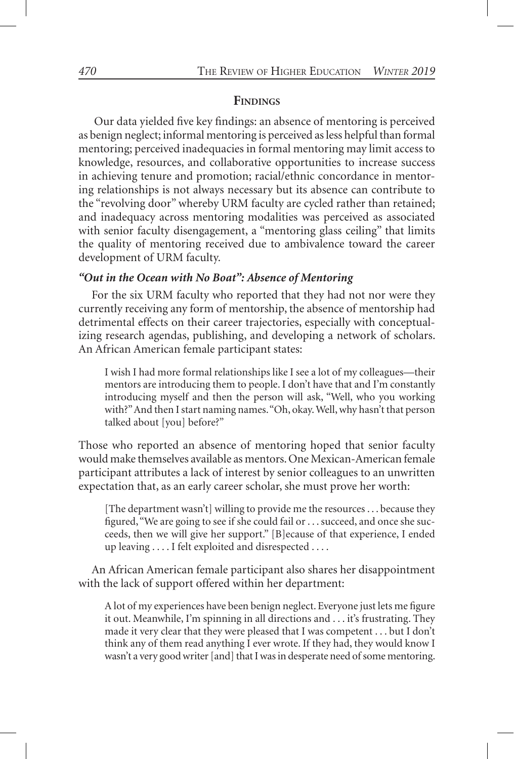## Findings

Our data yielded five key findings: an absence of mentoring is perceived as benign neglect; informal mentoring is perceived as less helpful than formal mentoring; perceived inadequacies in formal mentoring may limit access to knowledge, resources, and collaborative opportunities to increase success in achieving tenure and promotion; racial/ethnic concordance in mentoring relationships is not always necessary but its absence can contribute to the "revolving door" whereby URM faculty are cycled rather than retained; and inadequacy across mentoring modalities was perceived as associated with senior faculty disengagement, a "mentoring glass ceiling" that limits the quality of mentoring received due to ambivalence toward the career development of URM faculty.

### *"Out in the Ocean with No Boat": Absence of Mentoring*

For the six URM faculty who reported that they had not nor were they currently receiving any form of mentorship, the absence of mentorship had detrimental effects on their career trajectories, especially with conceptualizing research agendas, publishing, and developing a network of scholars. An African American female participant states:

> I wish I had more formal relationships like I see a lot of my colleagues—their mentors are introducing them to people. I don't have that and I'm constantly introducing myself and then the person will ask, "Well, who you working with?" And then I start naming names. "Oh, okay. Well, why hasn't that person talked about [you] before?"

Those who reported an absence of mentoring hoped that senior faculty would make themselves available as mentors. One Mexican-American female participant attributes a lack of interest by senior colleagues to an unwritten expectation that, as an early career scholar, she must prove her worth:

> [The department wasn't] willing to provide me the resources . . . because they figured, "We are going to see if she could fail or . . . succeed, and once she succeeds, then we will give her support." [B]ecause of that experience, I ended up leaving . . . . I felt exploited and disrespected . . . .

An African American female participant also shares her disappointment with the lack of support offered within her department:

> A lot of my experiences have been benign neglect. Everyone just lets me figure it out. Meanwhile, I'm spinning in all directions and . . . it's frustrating. They made it very clear that they were pleased that I was competent . . . but I don't think any of them read anything I ever wrote. If they had, they would know I wasn't a very good writer [and] that I was in desperate need of some mentoring.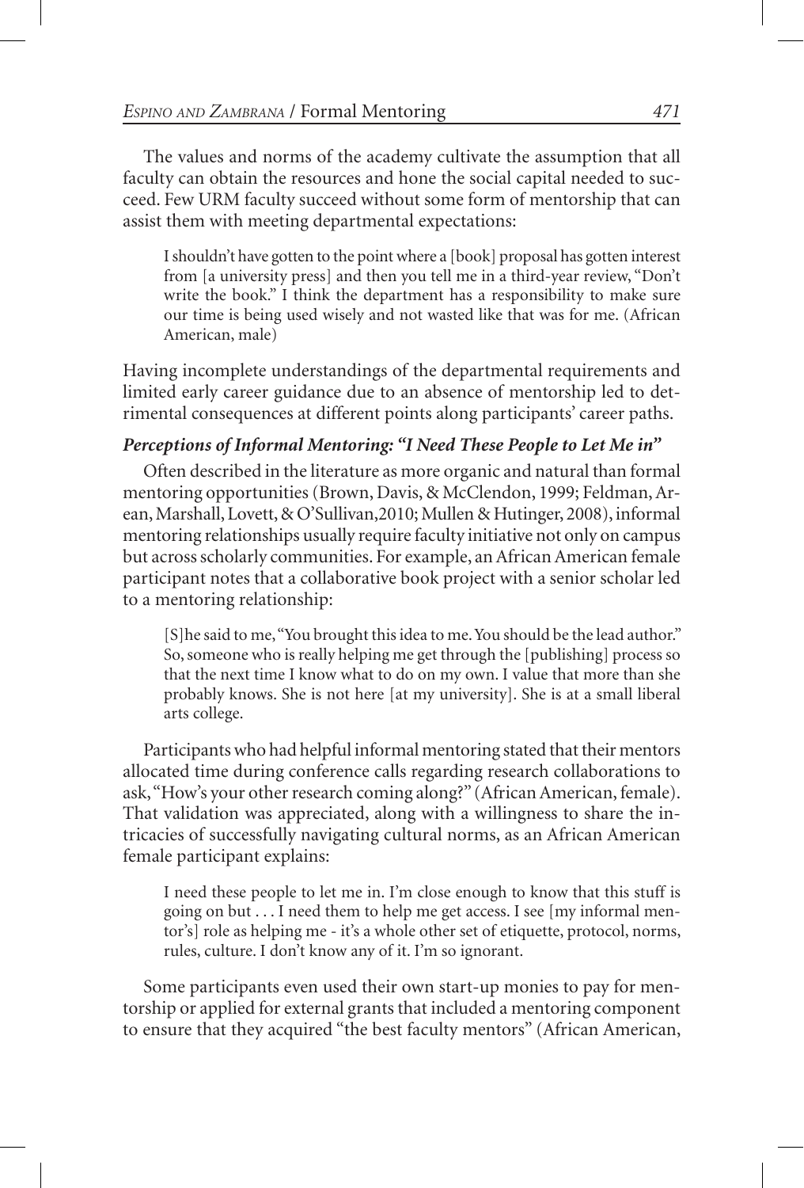The values and norms of the academy cultivate the assumption that all faculty can obtain the resources and hone the social capital needed to succeed. Few URM faculty succeed without some form of mentorship that can assist them with meeting departmental expectations:

> I shouldn't have gotten to the point where a [book] proposal has gotten interest from [a university press] and then you tell me in a third-year review, "Don't write the book." I think the department has a responsibility to make sure our time is being used wisely and not wasted like that was for me. (African American, male)

Having incomplete understandings of the departmental requirements and limited early career guidance due to an absence of mentorship led to detrimental consequences at different points along participants' career paths.

### *Perceptions of Informal Mentoring: "I Need These People to Let Me in"*

Often described in the literature as more organic and natural than formal mentoring opportunities (Brown, Davis, & McClendon, 1999; Feldman, Arean, Marshall, Lovett, & O'Sullivan, 2010; Mullen & Hutinger, 2008), informal mentoring relationships usually require faculty initiative not only on campus but across scholarly communities. For example, an African American female participant notes that a collaborative book project with a senior scholar led to a mentoring relationship:

> [S]he said to me, "You brought this idea to me. You should be the lead author." So, someone who is really helping me get through the [publishing] process so that the next time I know what to do on my own. I value that more than she probably knows. She is not here [at my university]. She is at a small liberal arts college.

Participants who had helpful informal mentoring stated that their mentors allocated time during conference calls regarding research collaborations to ask, "How's your other research coming along?" (African American, female). That validation was appreciated, along with a willingness to share the intricacies of successfully navigating cultural norms, as an African American female participant explains:

> I need these people to let me in. I'm close enough to know that this stuff is going on but . . . I need them to help me get access. I see [my informal mentor's] role as helping me - it's a whole other set of etiquette, protocol, norms, rules, culture. I don't know any of it. I'm so ignorant.

Some participants even used their own start-up monies to pay for mentorship or applied for external grants that included a mentoring component to ensure that they acquired "the best faculty mentors" (African American,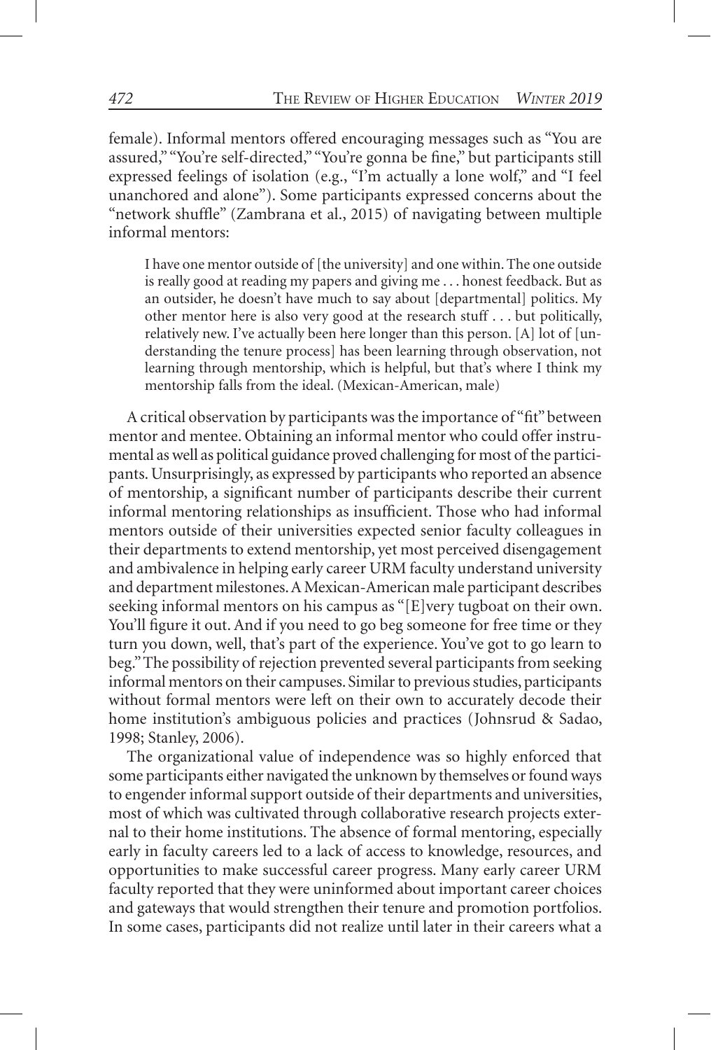female). Informal mentors offered encouraging messages such as "You are assured," "You're self-directed," "You're gonna be fine," but participants still expressed feelings of isolation (e.g., "I'm actually a lone wolf," and "I feel unanchored and alone"). Some participants expressed concerns about the "network shuffle" (Zambrana et al., 2015) of navigating between multiple informal mentors:

> I have one mentor outside of [the university] and one within. The one outside is really good at reading my papers and giving me . . . honest feedback. But as an outsider, he doesn't have much to say about [departmental] politics. My other mentor here is also very good at the research stuff . . . but politically, relatively new. I've actually been here longer than this person. [A] lot of [understanding the tenure process] has been learning through observation, not learning through mentorship, which is helpful, but that's where I think my mentorship falls from the ideal. (Mexican-American, male)

A critical observation by participants was the importance of "fit" between mentor and mentee. Obtaining an informal mentor who could offer instrumental as well as political guidance proved challenging for most of the participants. Unsurprisingly, as expressed by participants who reported an absence of mentorship, a significant number of participants describe their current informal mentoring relationships as insufficient. Those who had informal mentors outside of their universities expected senior faculty colleagues in their departments to extend mentorship, yet most perceived disengagement and ambivalence in helping early career URM faculty understand university and department milestones. A Mexican-American male participant describes seeking informal mentors on his campus as "[E]very tugboat on their own. You'll figure it out. And if you need to go beg someone for free time or they turn you down, well, that's part of the experience. You've got to go learn to beg." The possibility of rejection prevented several participants from seeking informal mentors on their campuses. Similar to previous studies, participants without formal mentors were left on their own to accurately decode their home institution's ambiguous policies and practices (Johnsrud & Sadao, 1998; Stanley, 2006).

The organizational value of independence was so highly enforced that some participants either navigated the unknown by themselves or found ways to engender informal support outside of their departments and universities, most of which was cultivated through collaborative research projects external to their home institutions. The absence of formal mentoring, especially early in faculty careers led to a lack of access to knowledge, resources, and opportunities to make successful career progress. Many early career URM faculty reported that they were uninformed about important career choices and gateways that would strengthen their tenure and promotion portfolios. In some cases, participants did not realize until later in their careers what a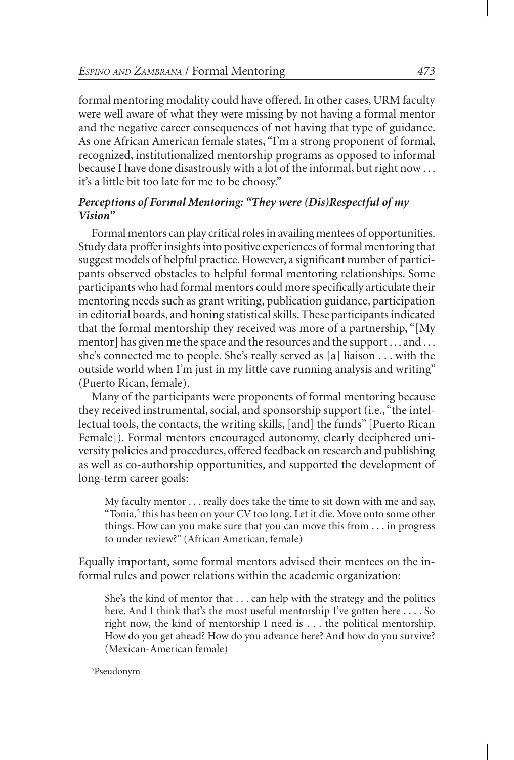formal mentoring modality could have offered. In other cases, URM faculty were well aware of what they were missing by not having a formal mentor and the negative career consequences of not having that type of guidance. As one African American female states, "I'm a strong proponent of formal, recognized, institutionalized mentorship programs as opposed to informal because I have done disastrously with a lot of the informal, but right now . . . it's a little bit too late for me to be choosy."

### *Perceptions of Formal Mentoring: "They were (Dis)Respectful of my Vision"*

Formal mentors can play critical roles in availing mentees of opportunities. Study data proffer insights into positive experiences of formal mentoring that suggest models of helpful practice. However, a significant number of participants observed obstacles to helpful formal mentoring relationships. Some participants who had formal mentors could more specifically articulate their mentoring needs such as grant writing, publication guidance, participation in editorial boards, and honing statistical skills. These participants indicated that the formal mentorship they received was more of a partnership, "[My mentor] has given me the space and the resources and the support . . . and . . . she's connected me to people. She's really served as [a] liaison . . . with the outside world when I'm just in my little cave running analysis and writing" (Puerto Rican, female).

Many of the participants were proponents of formal mentoring because they received instrumental, social, and sponsorship support (i.e., "the intellectual tools, the contacts, the writing skills, [and] the funds" [Puerto Rican Female]). Formal mentors encouraged autonomy, clearly deciphered university policies and procedures, offered feedback on research and publishing as well as co-authorship opportunities, and supported the development of long-term career goals:

> My faculty mentor . . . really does take the time to sit down with me and say, "Tonia,[5] this has been on your CV too long. Let it die. Move onto some other things. How can you make sure that you can move this from . . . in progress to under review?" (African American, female)

Equally important, some formal mentors advised their mentees on the informal rules and power relations within the academic organization:

> She's the kind of mentor that . . . can help with the strategy and the politics here. And I think that's the most useful mentorship I've gotten here . . . . So right now, the kind of mentorship I need is . . . the political mentorship. How do you get ahead? How do you advance here? And how do you survive? (Mexican-American female)

[5]Pseudonym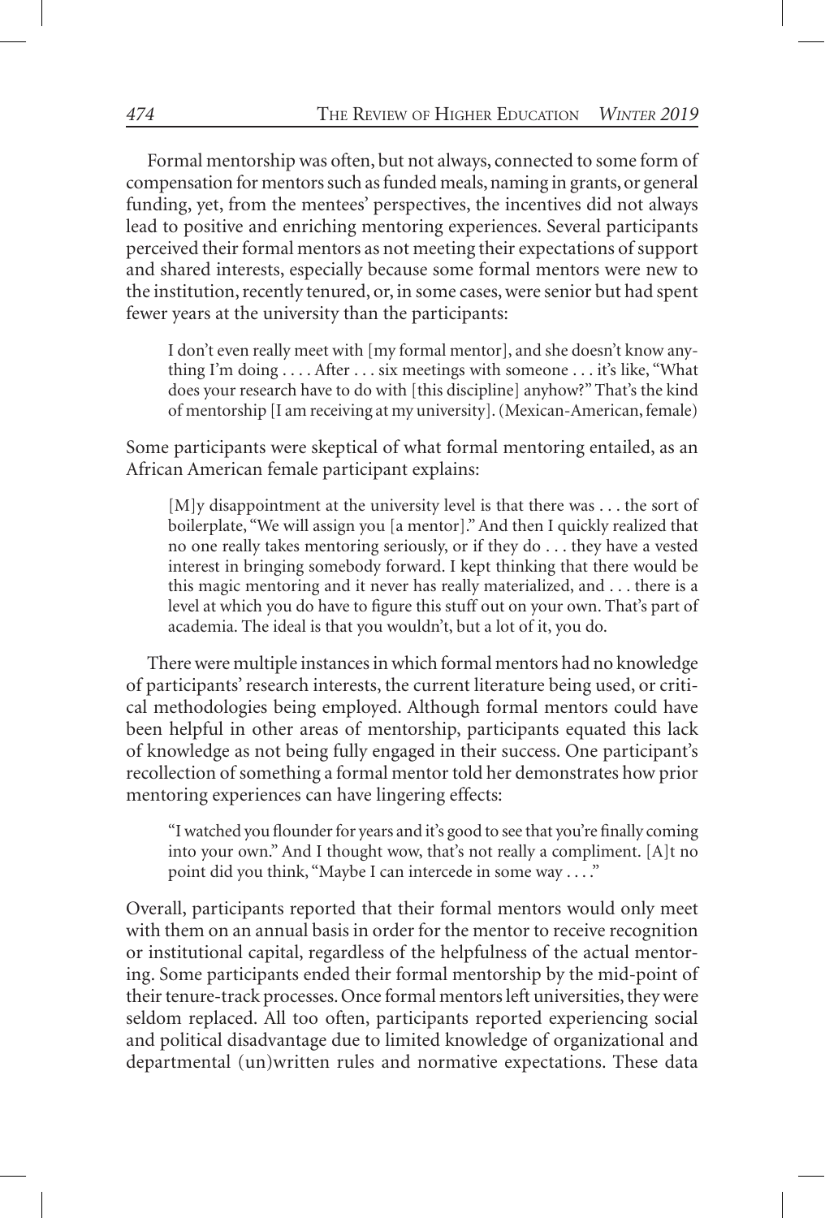Formal mentorship was often, but not always, connected to some form of compensation for mentors such as funded meals, naming in grants, or general funding, yet, from the mentees' perspectives, the incentives did not always lead to positive and enriching mentoring experiences. Several participants perceived their formal mentors as not meeting their expectations of support and shared interests, especially because some formal mentors were new to the institution, recently tenured, or, in some cases, were senior but had spent fewer years at the university than the participants:

> I don't even really meet with [my formal mentor], and she doesn't know anything I'm doing . . . . After . . . six meetings with someone . . . it's like, "What does your research have to do with [this discipline] anyhow?" That's the kind of mentorship [I am receiving at my university]. (Mexican-American, female)

Some participants were skeptical of what formal mentoring entailed, as an African American female participant explains:

> [M]y disappointment at the university level is that there was . . . the sort of boilerplate, "We will assign you [a mentor]." And then I quickly realized that no one really takes mentoring seriously, or if they do . . . they have a vested interest in bringing somebody forward. I kept thinking that there would be this magic mentoring and it never has really materialized, and . . . there is a level at which you do have to figure this stuff out on your own. That's part of academia. The ideal is that you wouldn't, but a lot of it, you do.

There were multiple instances in which formal mentors had no knowledge of participants' research interests, the current literature being used, or critical methodologies being employed. Although formal mentors could have been helpful in other areas of mentorship, participants equated this lack of knowledge as not being fully engaged in their success. One participant's recollection of something a formal mentor told her demonstrates how prior mentoring experiences can have lingering effects:

> "I watched you flounder for years and it's good to see that you're finally coming into your own." And I thought wow, that's not really a compliment. [A]t no point did you think, "Maybe I can intercede in some way . . . ."

Overall, participants reported that their formal mentors would only meet with them on an annual basis in order for the mentor to receive recognition or institutional capital, regardless of the helpfulness of the actual mentoring. Some participants ended their formal mentorship by the mid-point of their tenure-track processes. Once formal mentors left universities, they were seldom replaced. All too often, participants reported experiencing social and political disadvantage due to limited knowledge of organizational and departmental (un)written rules and normative expectations. These data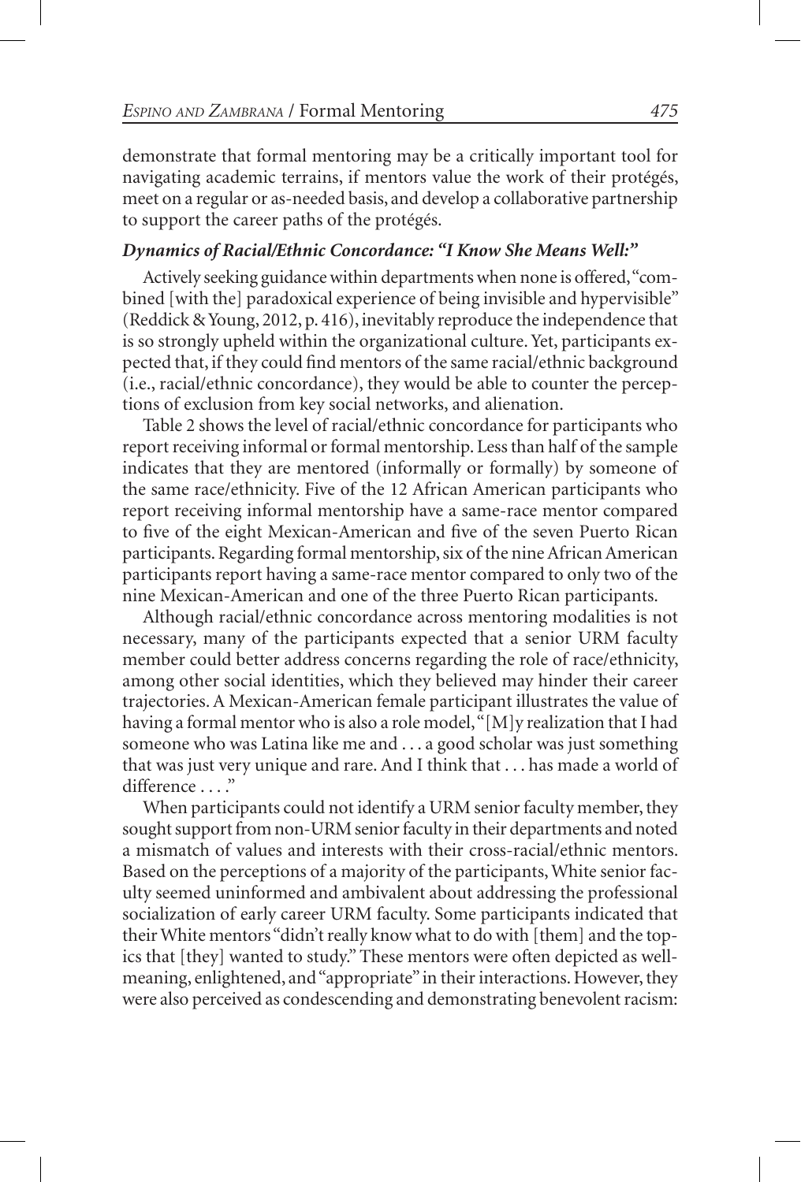demonstrate that formal mentoring may be a critically important tool for navigating academic terrains, if mentors value the work of their protégés, meet on a regular or as-needed basis, and develop a collaborative partnership to support the career paths of the protégés.

### *Dynamics of Racial/Ethnic Concordance: "I Know She Means Well:"*

Actively seeking guidance within departments when none is offered, "combined [with the] paradoxical experience of being invisible and hypervisible" (Reddick & Young, 2012, p. 416), inevitably reproduce the independence that is so strongly upheld within the organizational culture. Yet, participants expected that, if they could find mentors of the same racial/ethnic background (i.e., racial/ethnic concordance), they would be able to counter the perceptions of exclusion from key social networks, and alienation.

Table 2 shows the level of racial/ethnic concordance for participants who report receiving informal or formal mentorship. Less than half of the sample indicates that they are mentored (informally or formally) by someone of the same race/ethnicity. Five of the 12 African American participants who report receiving informal mentorship have a same-race mentor compared to five of the eight Mexican-American and five of the seven Puerto Rican participants. Regarding formal mentorship, six of the nine African American participants report having a same-race mentor compared to only two of the nine Mexican-American and one of the three Puerto Rican participants.

Although racial/ethnic concordance across mentoring modalities is not necessary, many of the participants expected that a senior URM faculty member could better address concerns regarding the role of race/ethnicity, among other social identities, which they believed may hinder their career trajectories. A Mexican-American female participant illustrates the value of having a formal mentor who is also a role model, "[M]y realization that I had someone who was Latina like me and . . . a good scholar was just something that was just very unique and rare. And I think that . . . has made a world of difference . . . ."

When participants could not identify a URM senior faculty member, they sought support from non-URM senior faculty in their departments and noted a mismatch of values and interests with their cross-racial/ethnic mentors. Based on the perceptions of a majority of the participants, White senior faculty seemed uninformed and ambivalent about addressing the professional socialization of early career URM faculty. Some participants indicated that their White mentors "didn't really know what to do with [them] and the topics that [they] wanted to study." These mentors were often depicted as well-meaning, enlightened, and "appropriate" in their interactions. However, they were also perceived as condescending and demonstrating benevolent racism: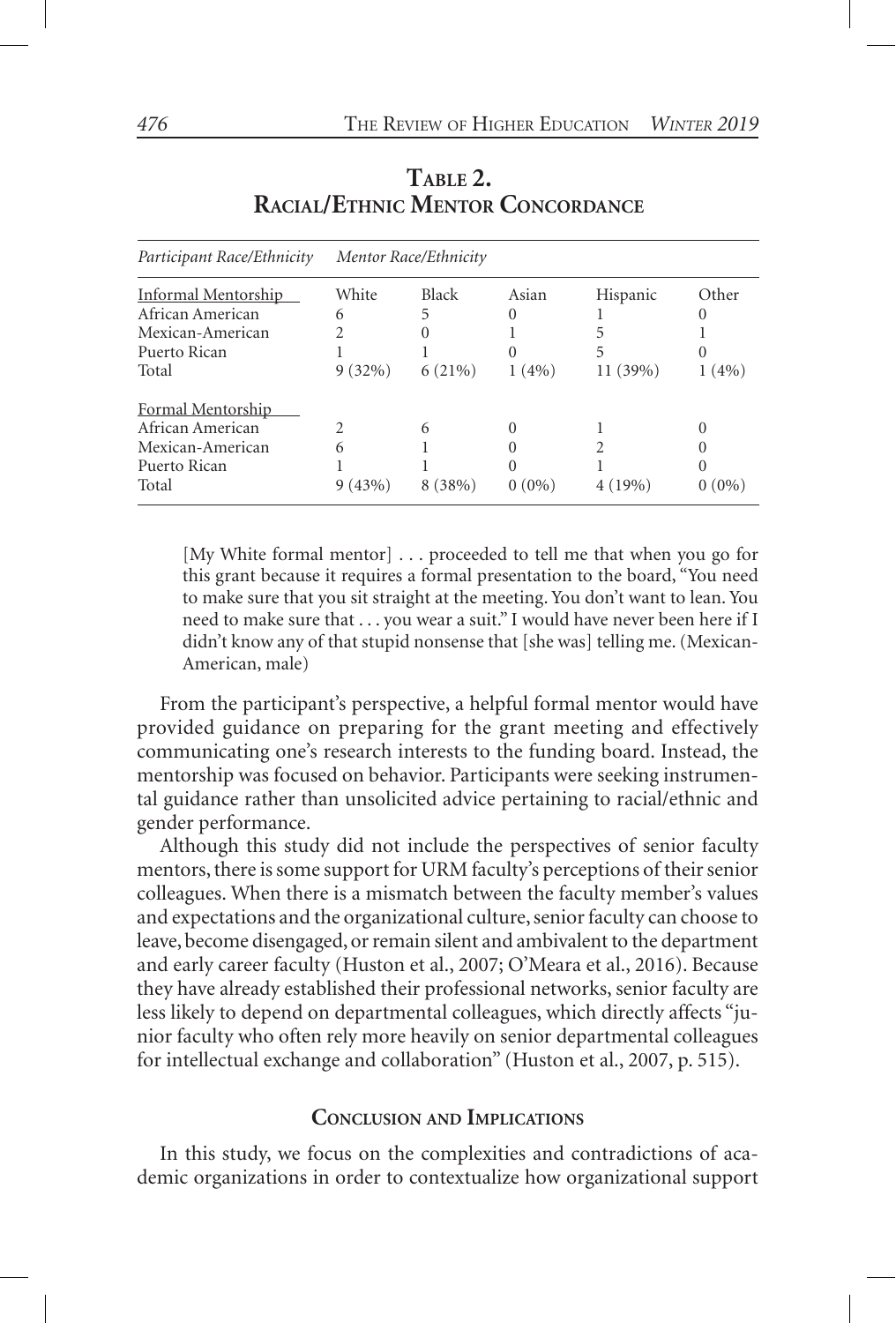**Table 2.**
**Racial/Ethnic Mentor Concordance**

| *Participant Race/Ethnicity* | *Mentor Race/Ethnicity* | | | | |
|---|---|---|---|---|---|
| Informal Mentorship | White | Black | Asian | Hispanic | Other |
| African American | 6 | 5 | 0 | 1 | 0 |
| Mexican-American | 2 | 0 | 1 | 5 | 1 |
| Puerto Rican | 1 | 1 | 0 | 5 | 0 |
| Total | 9 (32%) | 6 (21%) | 1 (4%) | 11 (39%) | 1 (4%) |
| Formal Mentorship | | | | | |
| African American | 2 | 6 | 0 | 1 | 0 |
| Mexican-American | 6 | 1 | 0 | 2 | 0 |
| Puerto Rican | 1 | 1 | 0 | 1 | 0 |
| Total | 9 (43%) | 8 (38%) | 0 (0%) | 4 (19%) | 0 (0%) |

> [My White formal mentor] . . . proceeded to tell me that when you go for this grant because it requires a formal presentation to the board, "You need to make sure that you sit straight at the meeting. You don't want to lean. You need to make sure that . . . you wear a suit." I would have never been here if I didn't know any of that stupid nonsense that [she was] telling me. (Mexican-American, male)

From the participant's perspective, a helpful formal mentor would have provided guidance on preparing for the grant meeting and effectively communicating one's research interests to the funding board. Instead, the mentorship was focused on behavior. Participants were seeking instrumental guidance rather than unsolicited advice pertaining to racial/ethnic and gender performance.

Although this study did not include the perspectives of senior faculty mentors, there is some support for URM faculty's perceptions of their senior colleagues. When there is a mismatch between the faculty member's values and expectations and the organizational culture, senior faculty can choose to leave, become disengaged, or remain silent and ambivalent to the department and early career faculty (Huston et al., 2007; O'Meara et al., 2016). Because they have already established their professional networks, senior faculty are less likely to depend on departmental colleagues, which directly affects "junior faculty who often rely more heavily on senior departmental colleagues for intellectual exchange and collaboration" (Huston et al., 2007, p. 515).

## Conclusion and Implications

In this study, we focus on the complexities and contradictions of academic organizations in order to contextualize how organizational support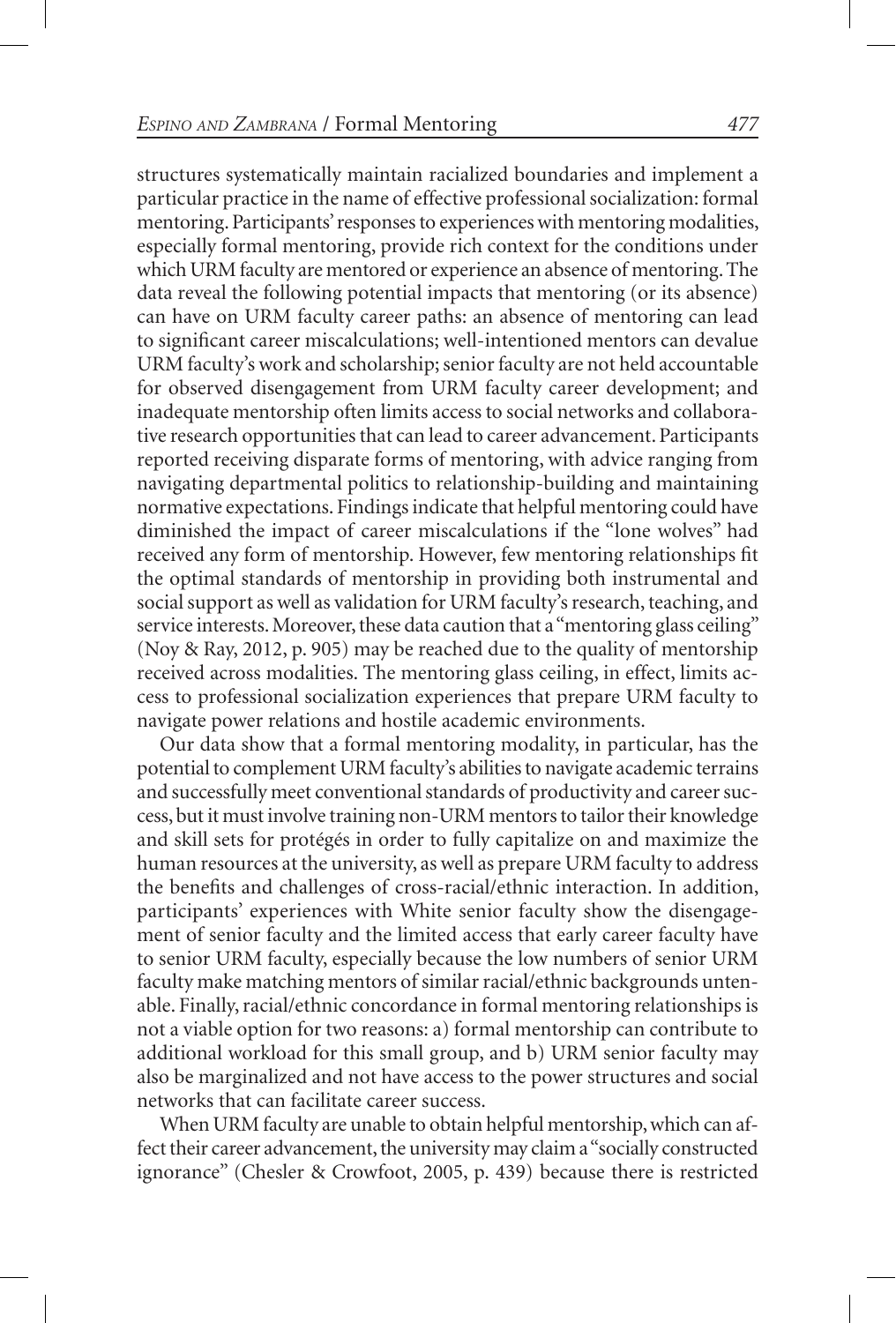structures systematically maintain racialized boundaries and implement a particular practice in the name of effective professional socialization: formal mentoring. Participants' responses to experiences with mentoring modalities, especially formal mentoring, provide rich context for the conditions under which URM faculty are mentored or experience an absence of mentoring. The data reveal the following potential impacts that mentoring (or its absence) can have on URM faculty career paths: an absence of mentoring can lead to significant career miscalculations; well-intentioned mentors can devalue URM faculty's work and scholarship; senior faculty are not held accountable for observed disengagement from URM faculty career development; and inadequate mentorship often limits access to social networks and collaborative research opportunities that can lead to career advancement. Participants reported receiving disparate forms of mentoring, with advice ranging from navigating departmental politics to relationship-building and maintaining normative expectations. Findings indicate that helpful mentoring could have diminished the impact of career miscalculations if the "lone wolves" had received any form of mentorship. However, few mentoring relationships fit the optimal standards of mentorship in providing both instrumental and social support as well as validation for URM faculty's research, teaching, and service interests. Moreover, these data caution that a "mentoring glass ceiling" (Noy & Ray, 2012, p. 905) may be reached due to the quality of mentorship received across modalities. The mentoring glass ceiling, in effect, limits access to professional socialization experiences that prepare URM faculty to navigate power relations and hostile academic environments.

Our data show that a formal mentoring modality, in particular, has the potential to complement URM faculty's abilities to navigate academic terrains and successfully meet conventional standards of productivity and career success, but it must involve training non-URM mentors to tailor their knowledge and skill sets for protégés in order to fully capitalize on and maximize the human resources at the university, as well as prepare URM faculty to address the benefits and challenges of cross-racial/ethnic interaction. In addition, participants' experiences with White senior faculty show the disengagement of senior faculty and the limited access that early career faculty have to senior URM faculty, especially because the low numbers of senior URM faculty make matching mentors of similar racial/ethnic backgrounds untenable. Finally, racial/ethnic concordance in formal mentoring relationships is not a viable option for two reasons: a) formal mentorship can contribute to additional workload for this small group, and b) URM senior faculty may also be marginalized and not have access to the power structures and social networks that can facilitate career success.

When URM faculty are unable to obtain helpful mentorship, which can affect their career advancement, the university may claim a "socially constructed ignorance" (Chesler & Crowfoot, 2005, p. 439) because there is restricted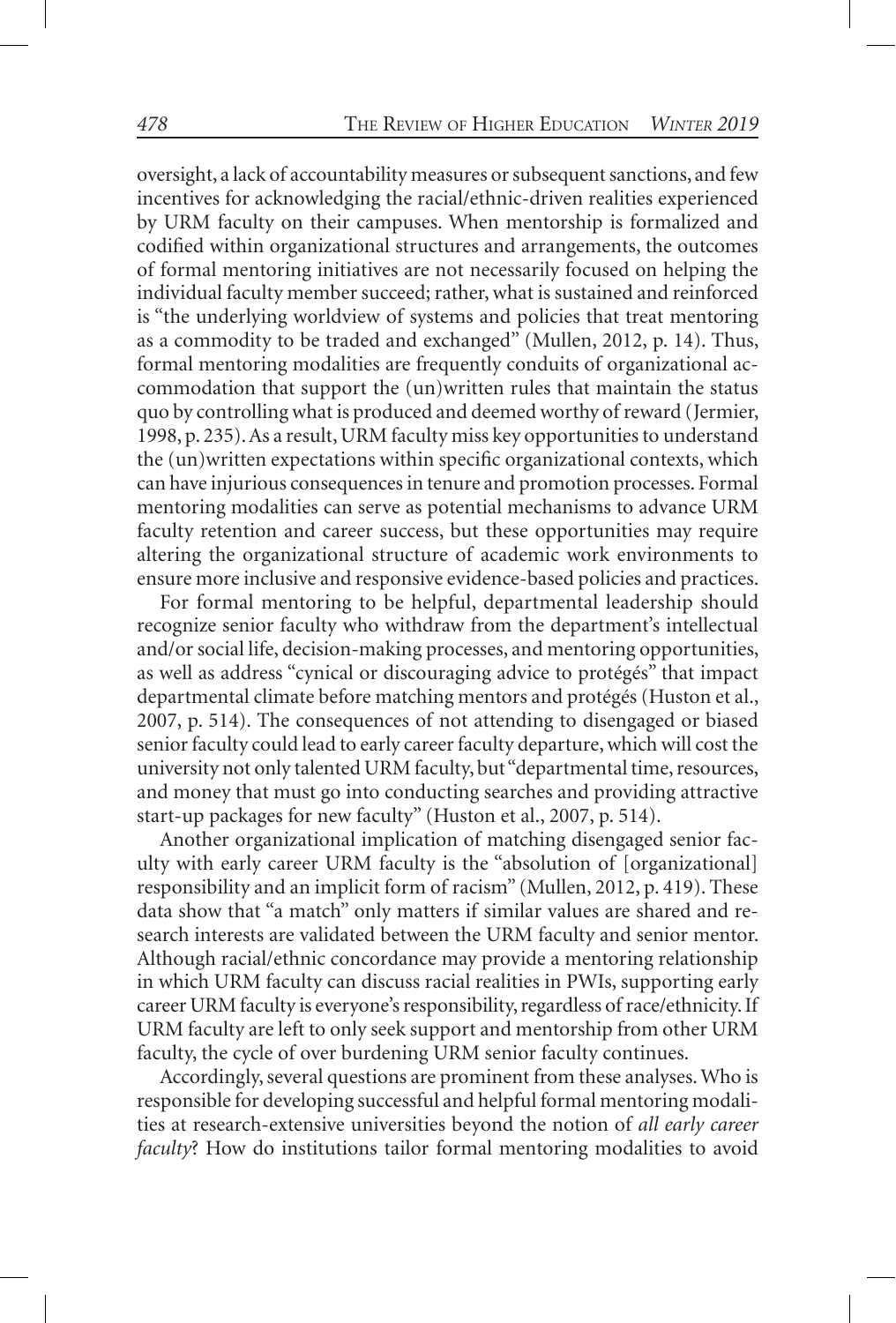oversight, a lack of accountability measures or subsequent sanctions, and few incentives for acknowledging the racial/ethnic-driven realities experienced by URM faculty on their campuses. When mentorship is formalized and codified within organizational structures and arrangements, the outcomes of formal mentoring initiatives are not necessarily focused on helping the individual faculty member succeed; rather, what is sustained and reinforced is "the underlying worldview of systems and policies that treat mentoring as a commodity to be traded and exchanged" (Mullen, 2012, p. 14). Thus, formal mentoring modalities are frequently conduits of organizational accommodation that support the (un)written rules that maintain the status quo by controlling what is produced and deemed worthy of reward (Jermier, 1998, p. 235). As a result, URM faculty miss key opportunities to understand the (un)written expectations within specific organizational contexts, which can have injurious consequences in tenure and promotion processes. Formal mentoring modalities can serve as potential mechanisms to advance URM faculty retention and career success, but these opportunities may require altering the organizational structure of academic work environments to ensure more inclusive and responsive evidence-based policies and practices.

For formal mentoring to be helpful, departmental leadership should recognize senior faculty who withdraw from the department's intellectual and/or social life, decision-making processes, and mentoring opportunities, as well as address "cynical or discouraging advice to protégés" that impact departmental climate before matching mentors and protégés (Huston et al., 2007, p. 514). The consequences of not attending to disengaged or biased senior faculty could lead to early career faculty departure, which will cost the university not only talented URM faculty, but "departmental time, resources, and money that must go into conducting searches and providing attractive start-up packages for new faculty" (Huston et al., 2007, p. 514).

Another organizational implication of matching disengaged senior faculty with early career URM faculty is the "absolution of [organizational] responsibility and an implicit form of racism" (Mullen, 2012, p. 419). These data show that "a match" only matters if similar values are shared and research interests are validated between the URM faculty and senior mentor. Although racial/ethnic concordance may provide a mentoring relationship in which URM faculty can discuss racial realities in PWIs, supporting early career URM faculty is everyone's responsibility, regardless of race/ethnicity. If URM faculty are left to only seek support and mentorship from other URM faculty, the cycle of over burdening URM senior faculty continues.

Accordingly, several questions are prominent from these analyses. Who is responsible for developing successful and helpful formal mentoring modalities at research-extensive universities beyond the notion of *all early career faculty*? How do institutions tailor formal mentoring modalities to avoid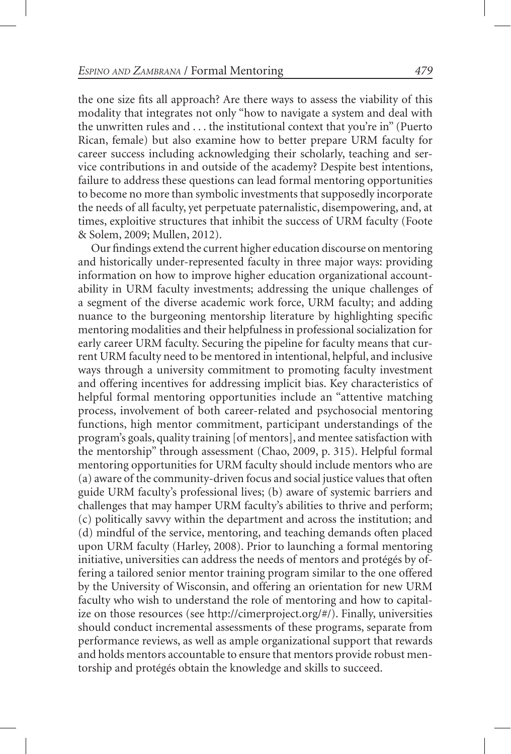the one size fits all approach? Are there ways to assess the viability of this modality that integrates not only "how to navigate a system and deal with the unwritten rules and . . . the institutional context that you're in" (Puerto Rican, female) but also examine how to better prepare URM faculty for career success including acknowledging their scholarly, teaching and service contributions in and outside of the academy? Despite best intentions, failure to address these questions can lead formal mentoring opportunities to become no more than symbolic investments that supposedly incorporate the needs of all faculty, yet perpetuate paternalistic, disempowering, and, at times, exploitive structures that inhibit the success of URM faculty (Foote & Solem, 2009; Mullen, 2012).

Our findings extend the current higher education discourse on mentoring and historically under-represented faculty in three major ways: providing information on how to improve higher education organizational accountability in URM faculty investments; addressing the unique challenges of a segment of the diverse academic work force, URM faculty; and adding nuance to the burgeoning mentorship literature by highlighting specific mentoring modalities and their helpfulness in professional socialization for early career URM faculty. Securing the pipeline for faculty means that current URM faculty need to be mentored in intentional, helpful, and inclusive ways through a university commitment to promoting faculty investment and offering incentives for addressing implicit bias. Key characteristics of helpful formal mentoring opportunities include an "attentive matching process, involvement of both career-related and psychosocial mentoring functions, high mentor commitment, participant understandings of the program's goals, quality training [of mentors], and mentee satisfaction with the mentorship" through assessment (Chao, 2009, p. 315). Helpful formal mentoring opportunities for URM faculty should include mentors who are (a) aware of the community-driven focus and social justice values that often guide URM faculty's professional lives; (b) aware of systemic barriers and challenges that may hamper URM faculty's abilities to thrive and perform; (c) politically savvy within the department and across the institution; and (d) mindful of the service, mentoring, and teaching demands often placed upon URM faculty (Harley, 2008). Prior to launching a formal mentoring initiative, universities can address the needs of mentors and protégés by offering a tailored senior mentor training program similar to the one offered by the University of Wisconsin, and offering an orientation for new URM faculty who wish to understand the role of mentoring and how to capitalize on those resources (see http://cimerproject.org/#/). Finally, universities should conduct incremental assessments of these programs, separate from performance reviews, as well as ample organizational support that rewards and holds mentors accountable to ensure that mentors provide robust mentorship and protégés obtain the knowledge and skills to succeed.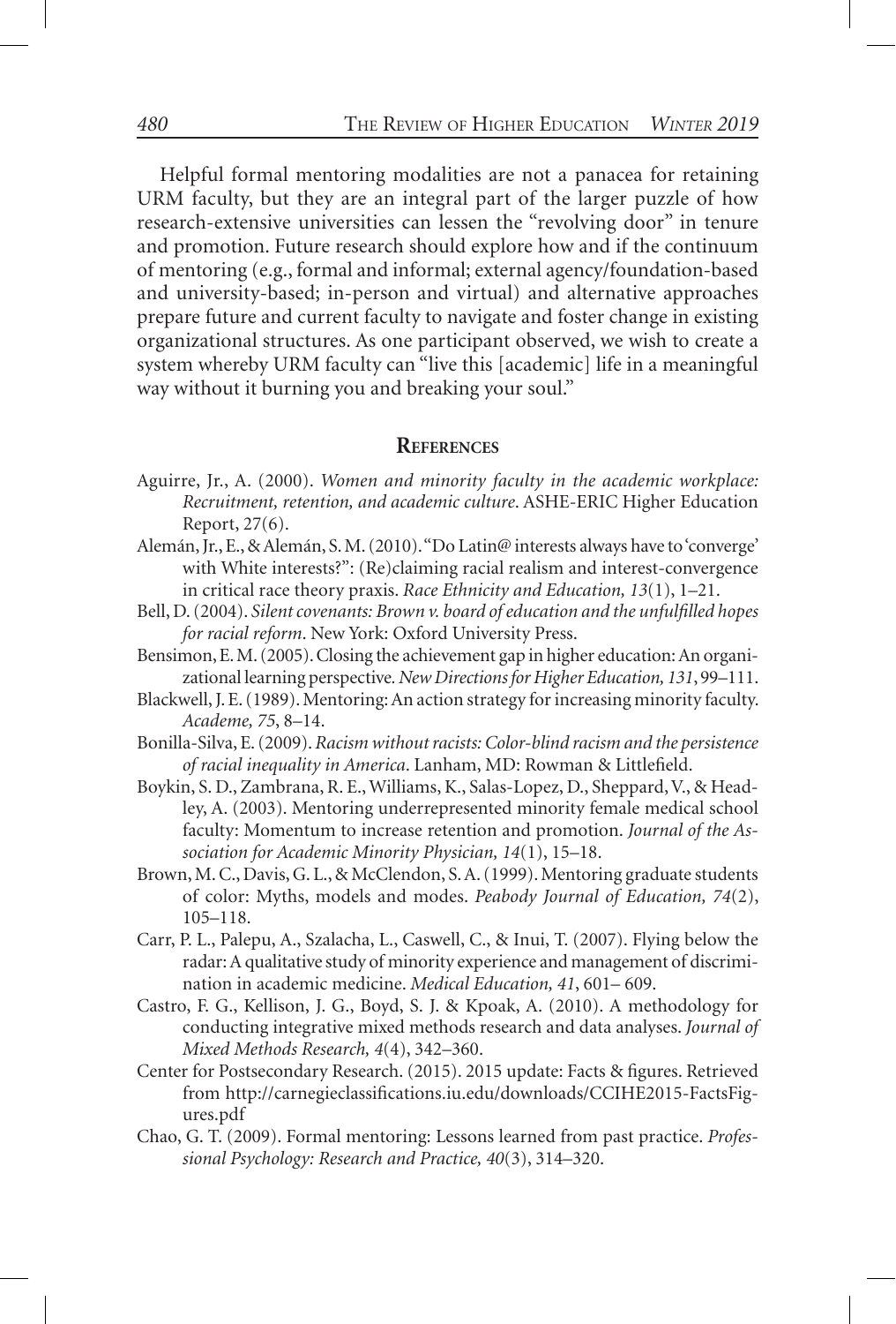Helpful formal mentoring modalities are not a panacea for retaining URM faculty, but they are an integral part of the larger puzzle of how research-extensive universities can lessen the "revolving door" in tenure and promotion. Future research should explore how and if the continuum of mentoring (e.g., formal and informal; external agency/foundation-based and university-based; in-person and virtual) and alternative approaches prepare future and current faculty to navigate and foster change in existing organizational structures. As one participant observed, we wish to create a system whereby URM faculty can "live this [academic] life in a meaningful way without it burning you and breaking your soul."

## References

Aguirre, Jr., A. (2000). *Women and minority faculty in the academic workplace: Recruitment, retention, and academic culture*. ASHE-ERIC Higher Education Report, 27(6).

Alemán, Jr., E., & Alemán, S. M. (2010). "Do Latin@ interests always have to 'converge' with White interests?": (Re)claiming racial realism and interest-convergence in critical race theory praxis. *Race Ethnicity and Education, 13*(1), 1–21.

Bell, D. (2004). *Silent covenants: Brown v. board of education and the unfulfilled hopes for racial reform*. New York: Oxford University Press.

Bensimon, E. M. (2005). Closing the achievement gap in higher education: An organizational learning perspective. *New Directions for Higher Education, 131*, 99–111.

Blackwell, J. E. (1989). Mentoring: An action strategy for increasing minority faculty. *Academe, 75*, 8–14.

Bonilla-Silva, E. (2009). *Racism without racists: Color-blind racism and the persistence of racial inequality in America*. Lanham, MD: Rowman & Littlefield.

Boykin, S. D., Zambrana, R. E., Williams, K., Salas-Lopez, D., Sheppard, V., & Headley, A. (2003). Mentoring underrepresented minority female medical school faculty: Momentum to increase retention and promotion. *Journal of the Association for Academic Minority Physician, 14*(1), 15–18.

Brown, M. C., Davis, G. L., & McClendon, S. A. (1999). Mentoring graduate students of color: Myths, models and modes. *Peabody Journal of Education, 74*(2), 105–118.

Carr, P. L., Palepu, A., Szalacha, L., Caswell, C., & Inui, T. (2007). Flying below the radar: A qualitative study of minority experience and management of discrimination in academic medicine. *Medical Education, 41*, 601– 609.

Castro, F. G., Kellison, J. G., Boyd, S. J. & Kpoak, A. (2010). A methodology for conducting integrative mixed methods research and data analyses. *Journal of Mixed Methods Research, 4*(4), 342–360.

Center for Postsecondary Research. (2015). 2015 update: Facts & figures. Retrieved from http://carnegieclassifications.iu.edu/downloads/CCIHE2015-FactsFigures.pdf

Chao, G. T. (2009). Formal mentoring: Lessons learned from past practice. *Professional Psychology: Research and Practice, 40*(3), 314–320.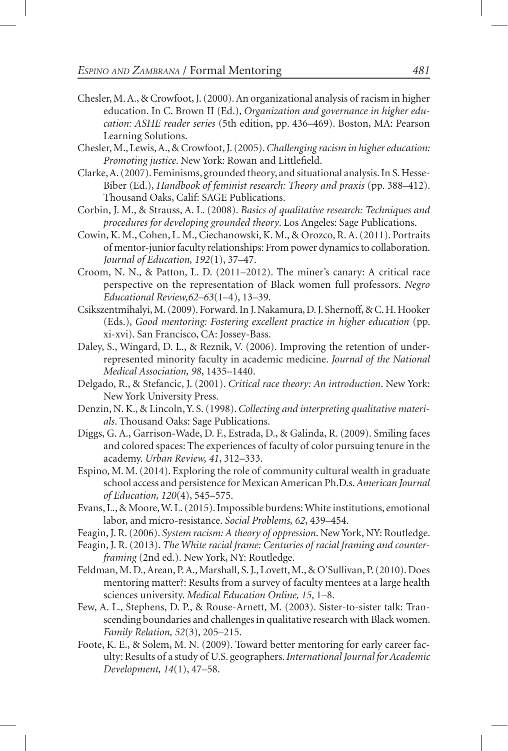Chesler, M. A., & Crowfoot, J. (2000). An organizational analysis of racism in higher education. In C. Brown II (Ed.), *Organization and governance in higher education: ASHE reader series* (5th edition, pp. 436–469). Boston, MA: Pearson Learning Solutions.

Chesler, M., Lewis, A., & Crowfoot, J. (2005). *Challenging racism in higher education: Promoting justice*. New York: Rowan and Littlefield.

Clarke, A. (2007). Feminisms, grounded theory, and situational analysis. In S. Hesse-Biber (Ed.), *Handbook of feminist research: Theory and praxis* (pp. 388–412). Thousand Oaks, Calif: SAGE Publications.

Corbin, J. M., & Strauss, A. L. (2008). *Basics of qualitative research: Techniques and procedures for developing grounded theory*. Los Angeles: Sage Publications.

Cowin, K. M., Cohen, L. M., Ciechanowski, K. M., & Orozco, R. A. (2011). Portraits of mentor-junior faculty relationships: From power dynamics to collaboration. *Journal of Education, 192*(1), 37–47.

Croom, N. N., & Patton, L. D. (2011–2012). The miner's canary: A critical race perspective on the representation of Black women full professors. *Negro Educational Review,62–63*(1–4), 13–39.

Csikszentmihalyi, M. (2009). Forward. In J. Nakamura, D. J. Shernoff, & C. H. Hooker (Eds.), *Good mentoring: Fostering excellent practice in higher education* (pp. xi-xvi). San Francisco, CA: Jossey-Bass.

Daley, S., Wingard, D. L., & Reznik, V. (2006). Improving the retention of underrepresented minority faculty in academic medicine. *Journal of the National Medical Association, 98*, 1435–1440.

Delgado, R., & Stefancic, J. (2001). *Critical race theory: An introduction*. New York: New York University Press.

Denzin, N. K., & Lincoln, Y. S. (1998). *Collecting and interpreting qualitative materials*. Thousand Oaks: Sage Publications.

Diggs, G. A., Garrison-Wade, D. F., Estrada, D., & Galinda, R. (2009). Smiling faces and colored spaces: The experiences of faculty of color pursuing tenure in the academy. *Urban Review, 41*, 312–333.

Espino, M. M. (2014). Exploring the role of community cultural wealth in graduate school access and persistence for Mexican American Ph.D.s. *American Journal of Education, 120*(4), 545–575.

Evans, L., & Moore, W. L. (2015). Impossible burdens: White institutions, emotional labor, and micro-resistance. *Social Problems, 62*, 439–454.

Feagin, J. R. (2006). *System racism: A theory of oppression*. New York, NY: Routledge.

Feagin, J. R. (2013). *The White racial frame: Centuries of racial framing and counter-framing* (2nd ed.). New York, NY: Routledge.

Feldman, M. D., Arean, P. A., Marshall, S. J., Lovett, M., & O'Sullivan, P. (2010). Does mentoring matter?: Results from a survey of faculty mentees at a large health sciences university. *Medical Education Online, 15*, 1–8.

Few, A. L., Stephens, D. P., & Rouse-Arnett, M. (2003). Sister-to-sister talk: Transcending boundaries and challenges in qualitative research with Black women. *Family Relation, 52*(3), 205–215.

Foote, K. E., & Solem, M. N. (2009). Toward better mentoring for early career faculty: Results of a study of U.S. geographers. *International Journal for Academic Development, 14*(1), 47–58.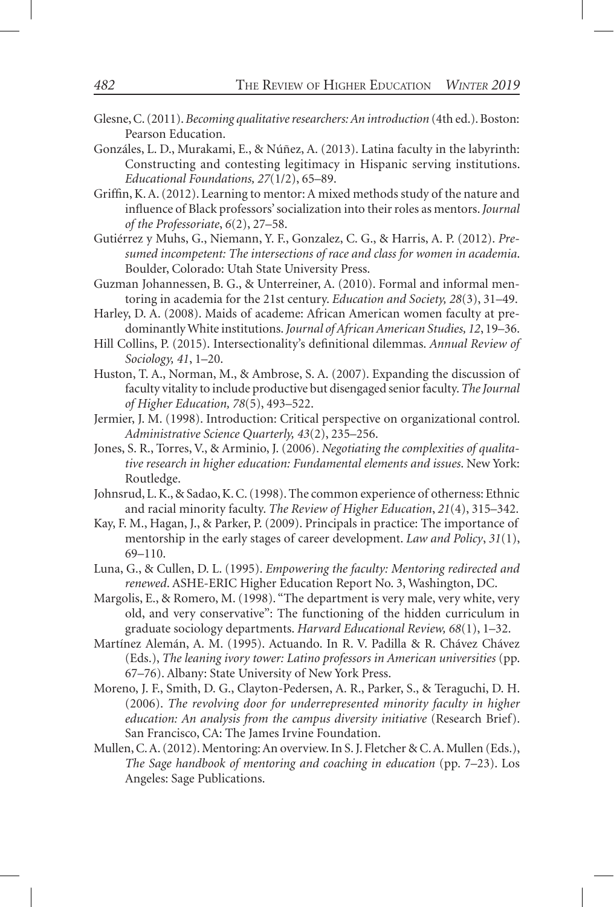Glesne, C. (2011). *Becoming qualitative researchers: An introduction* (4th ed.). Boston: Pearson Education.

Gonzáles, L. D., Murakami, E., & Núñez, A. (2013). Latina faculty in the labyrinth: Constructing and contesting legitimacy in Hispanic serving institutions. *Educational Foundations, 27*(1/2), 65–89.

Griffin, K. A. (2012). Learning to mentor: A mixed methods study of the nature and influence of Black professors' socialization into their roles as mentors. *Journal of the Professoriate*, *6*(2), 27–58.

Gutiérrez y Muhs, G., Niemann, Y. F., Gonzalez, C. G., & Harris, A. P. (2012). *Presumed incompetent: The intersections of race and class for women in academia*. Boulder, Colorado: Utah State University Press.

Guzman Johannessen, B. G., & Unterreiner, A. (2010). Formal and informal mentoring in academia for the 21st century. *Education and Society, 28*(3), 31–49.

Harley, D. A. (2008). Maids of academe: African American women faculty at predominantly White institutions. *Journal of African American Studies, 12*, 19–36.

Hill Collins, P. (2015). Intersectionality's definitional dilemmas. *Annual Review of Sociology, 41*, 1–20.

Huston, T. A., Norman, M., & Ambrose, S. A. (2007). Expanding the discussion of faculty vitality to include productive but disengaged senior faculty. *The Journal of Higher Education, 78*(5), 493–522.

Jermier, J. M. (1998). Introduction: Critical perspective on organizational control. *Administrative Science Quarterly, 43*(2), 235–256.

Jones, S. R., Torres, V., & Arminio, J. (2006). *Negotiating the complexities of qualitative research in higher education: Fundamental elements and issues*. New York: Routledge.

Johnsrud, L. K., & Sadao, K. C. (1998). The common experience of otherness: Ethnic and racial minority faculty. *The Review of Higher Education*, *21*(4), 315–342.

Kay, F. M., Hagan, J., & Parker, P. (2009). Principals in practice: The importance of mentorship in the early stages of career development. *Law and Policy*, *31*(1), 69–110.

Luna, G., & Cullen, D. L. (1995). *Empowering the faculty: Mentoring redirected and renewed*. ASHE-ERIC Higher Education Report No. 3, Washington, DC.

Margolis, E., & Romero, M. (1998). "The department is very male, very white, very old, and very conservative": The functioning of the hidden curriculum in graduate sociology departments. *Harvard Educational Review, 68*(1), 1–32.

Martínez Alemán, A. M. (1995). Actuando. In R. V. Padilla & R. Chávez Chávez (Eds.), *The leaning ivory tower: Latino professors in American universities* (pp. 67–76). Albany: State University of New York Press.

Moreno, J. F., Smith, D. G., Clayton-Pedersen, A. R., Parker, S., & Teraguchi, D. H. (2006). *The revolving door for underrepresented minority faculty in higher education: An analysis from the campus diversity initiative* (Research Brief). San Francisco, CA: The James Irvine Foundation.

Mullen, C. A. (2012). Mentoring: An overview. In S. J. Fletcher & C. A. Mullen (Eds.), *The Sage handbook of mentoring and coaching in education* (pp. 7–23). Los Angeles: Sage Publications.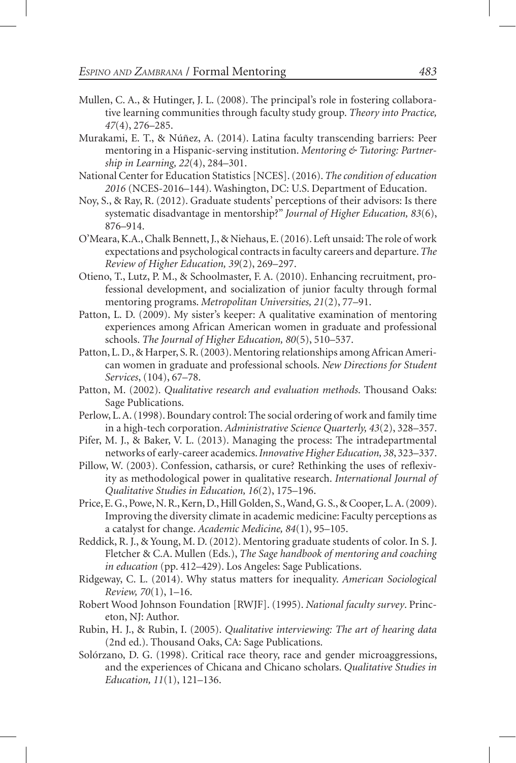Mullen, C. A., & Hutinger, J. L. (2008). The principal's role in fostering collaborative learning communities through faculty study group. *Theory into Practice, 47*(4), 276–285.

Murakami, E. T., & Núñez, A. (2014). Latina faculty transcending barriers: Peer mentoring in a Hispanic-serving institution. *Mentoring & Tutoring: Partnership in Learning, 22*(4), 284–301.

National Center for Education Statistics [NCES]. (2016). *The condition of education 2016* (NCES-2016–144). Washington, DC: U.S. Department of Education.

Noy, S., & Ray, R. (2012). Graduate students' perceptions of their advisors: Is there systematic disadvantage in mentorship?" *Journal of Higher Education, 83*(6), 876–914.

O'Meara, K.A., Chalk Bennett, J., & Niehaus, E. (2016). Left unsaid: The role of work expectations and psychological contracts in faculty careers and departure. *The Review of Higher Education, 39*(2), 269–297.

Otieno, T., Lutz, P. M., & Schoolmaster, F. A. (2010). Enhancing recruitment, professional development, and socialization of junior faculty through formal mentoring programs. *Metropolitan Universities, 21*(2), 77–91.

Patton, L. D. (2009). My sister's keeper: A qualitative examination of mentoring experiences among African American women in graduate and professional schools. *The Journal of Higher Education, 80*(5), 510–537.

Patton, L. D., & Harper, S. R. (2003). Mentoring relationships among African American women in graduate and professional schools. *New Directions for Student Services*, (104), 67–78.

Patton, M. (2002). *Qualitative research and evaluation methods*. Thousand Oaks: Sage Publications.

Perlow, L. A. (1998). Boundary control: The social ordering of work and family time in a high-tech corporation. *Administrative Science Quarterly, 43*(2), 328–357.

Pifer, M. J., & Baker, V. L. (2013). Managing the process: The intradepartmental networks of early-career academics. *Innovative Higher Education, 38*, 323–337.

Pillow, W. (2003). Confession, catharsis, or cure? Rethinking the uses of reflexivity as methodological power in qualitative research. *International Journal of Qualitative Studies in Education, 16*(2), 175–196.

Price, E. G., Powe, N. R., Kern, D., Hill Golden, S., Wand, G. S., & Cooper, L. A. (2009). Improving the diversity climate in academic medicine: Faculty perceptions as a catalyst for change. *Academic Medicine, 84*(1), 95–105.

Reddick, R. J., & Young, M. D. (2012). Mentoring graduate students of color. In S. J. Fletcher & C.A. Mullen (Eds.), *The Sage handbook of mentoring and coaching in education* (pp. 412–429). Los Angeles: Sage Publications.

Ridgeway, C. L. (2014). Why status matters for inequality. *American Sociological Review, 70*(1), 1–16.

Robert Wood Johnson Foundation [RWJF]. (1995). *National faculty survey*. Princeton, NJ: Author.

Rubin, H. J., & Rubin, I. (2005). *Qualitative interviewing: The art of hearing data* (2nd ed.). Thousand Oaks, CA: Sage Publications.

Solórzano, D. G. (1998). Critical race theory, race and gender microaggressions, and the experiences of Chicana and Chicano scholars. *Qualitative Studies in Education, 11*(1), 121–136.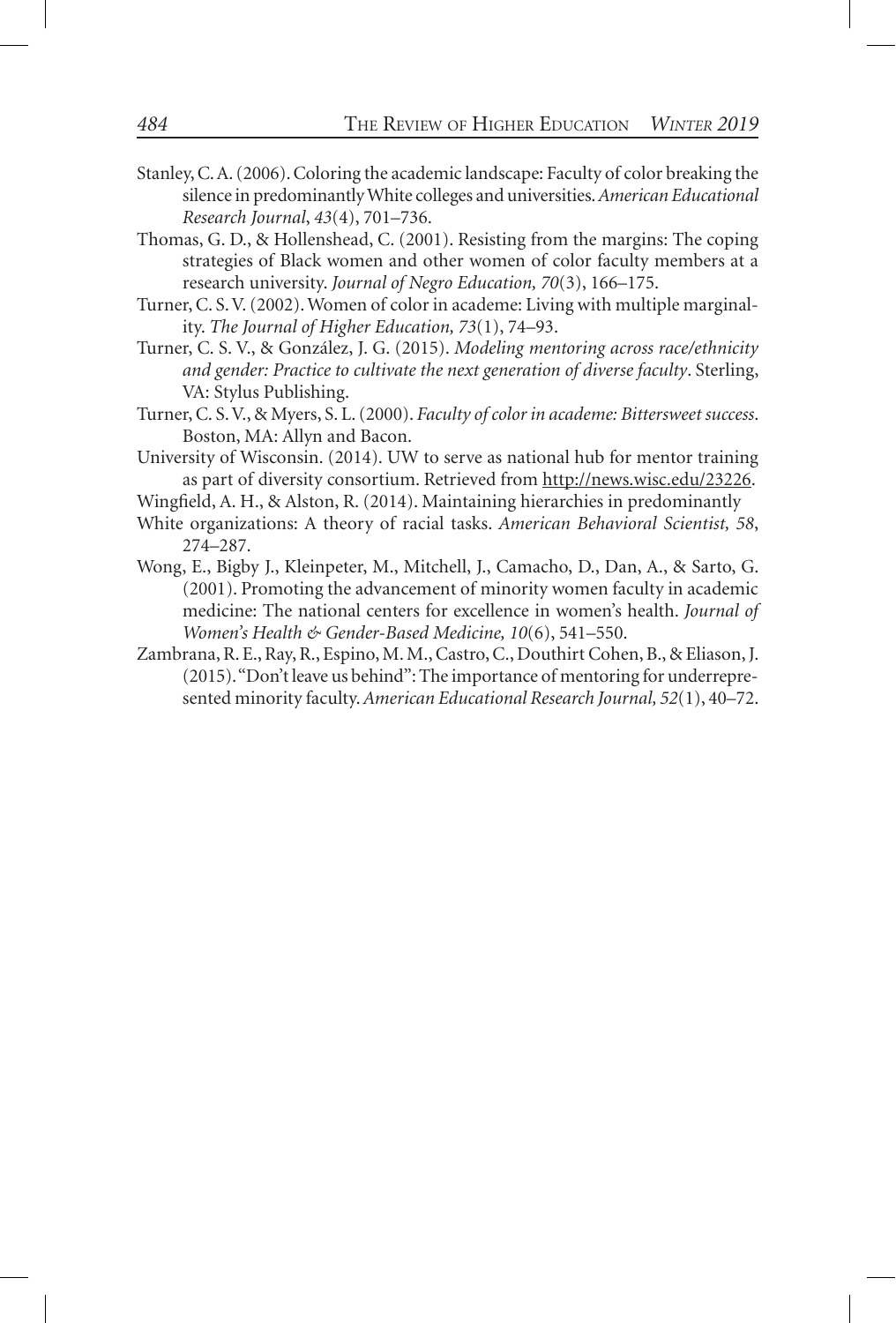Stanley, C. A. (2006). Coloring the academic landscape: Faculty of color breaking the silence in predominantly White colleges and universities. *American Educational Research Journal*, *43*(4), 701–736.

Thomas, G. D., & Hollenshead, C. (2001). Resisting from the margins: The coping strategies of Black women and other women of color faculty members at a research university. *Journal of Negro Education, 70*(3), 166–175.

Turner, C. S. V. (2002). Women of color in academe: Living with multiple marginality. *The Journal of Higher Education, 73*(1), 74–93.

Turner, C. S. V., & González, J. G. (2015). *Modeling mentoring across race/ethnicity and gender: Practice to cultivate the next generation of diverse faculty*. Sterling, VA: Stylus Publishing.

Turner, C. S. V., & Myers, S. L. (2000). *Faculty of color in academe: Bittersweet success*. Boston, MA: Allyn and Bacon.

University of Wisconsin. (2014). UW to serve as national hub for mentor training as part of diversity consortium. Retrieved from http://news.wisc.edu/23226.

Wingfield, A. H., & Alston, R. (2014). Maintaining hierarchies in predominantly White organizations: A theory of racial tasks. *American Behavioral Scientist, 58*, 274–287.

Wong, E., Bigby J., Kleinpeter, M., Mitchell, J., Camacho, D., Dan, A., & Sarto, G. (2001). Promoting the advancement of minority women faculty in academic medicine: The national centers for excellence in women's health. *Journal of Women's Health & Gender-Based Medicine, 10*(6), 541–550.

Zambrana, R. E., Ray, R., Espino, M. M., Castro, C., Douthirt Cohen, B., & Eliason, J. (2015). "Don't leave us behind": The importance of mentoring for underrepresented minority faculty. *American Educational Research Journal, 52*(1), 40–72.